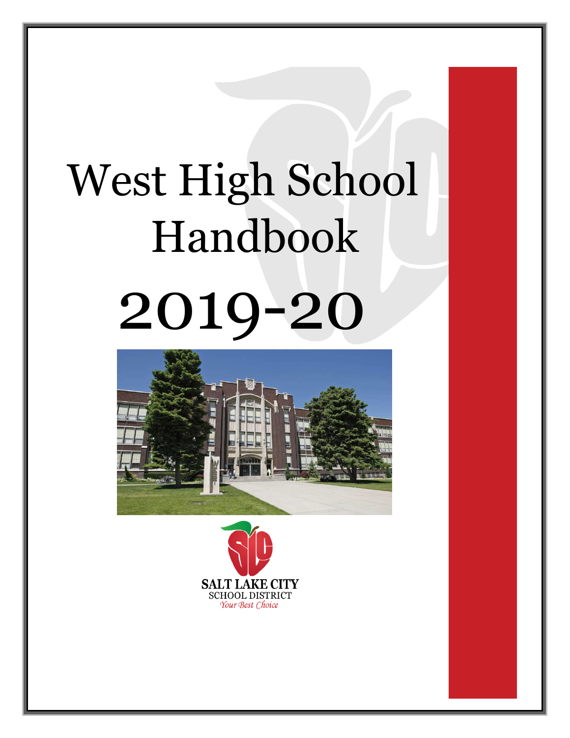# West High School Handbook

# 2019-20

SALT LAKE CITY
SCHOOL DISTRICT
*Your Best Choice*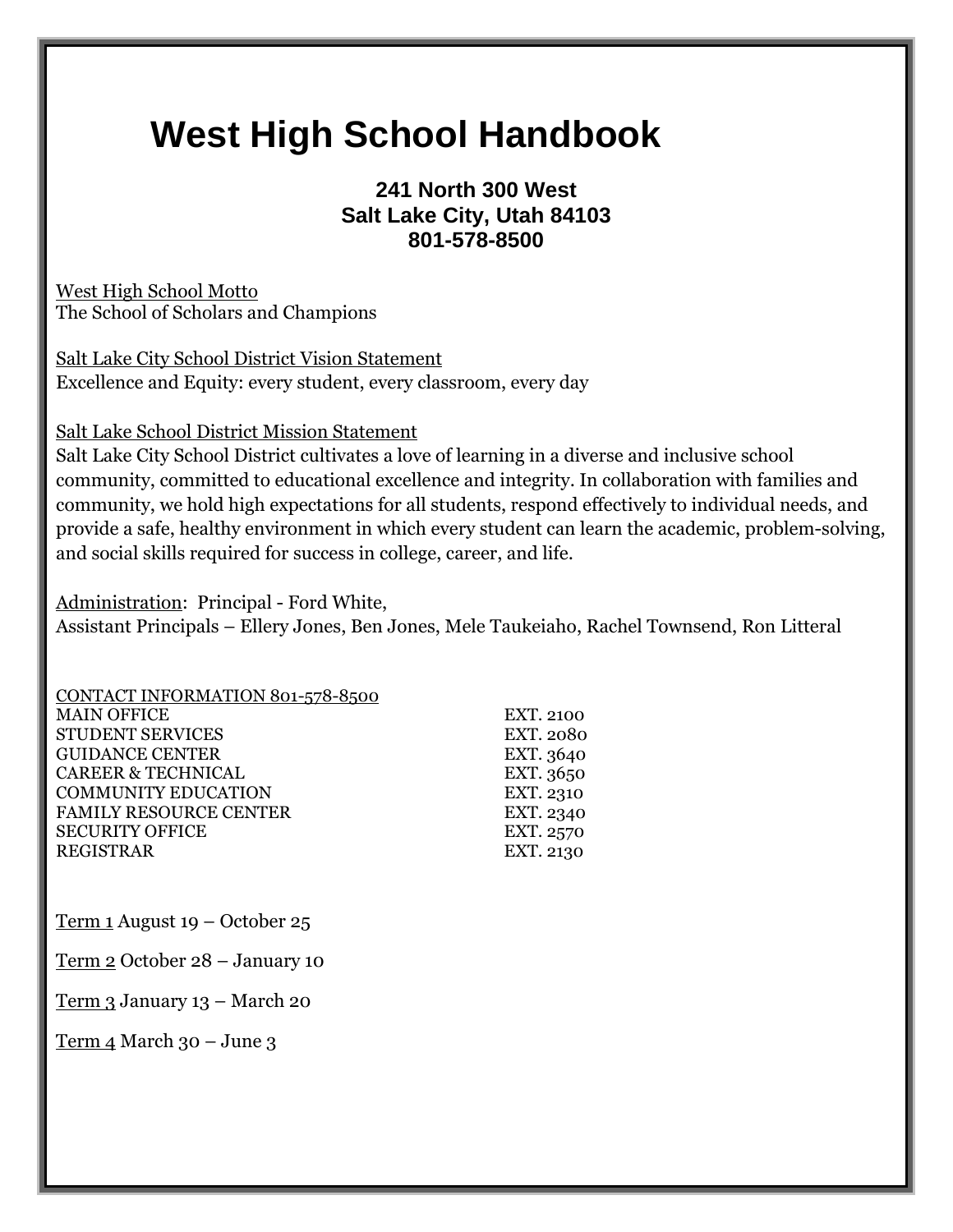# West High School Handbook

**241 North 300 West**
**Salt Lake City, Utah 84103**
**801-578-8500**

West High School Motto
The School of Scholars and Champions

Salt Lake City School District Vision Statement
Excellence and Equity: every student, every classroom, every day

Salt Lake School District Mission Statement
Salt Lake City School District cultivates a love of learning in a diverse and inclusive school community, committed to educational excellence and integrity. In collaboration with families and community, we hold high expectations for all students, respond effectively to individual needs, and provide a safe, healthy environment in which every student can learn the academic, problem-solving, and social skills required for success in college, career, and life.

Administration: Principal - Ford White,
Assistant Principals – Ellery Jones, Ben Jones, Mele Taukeiaho, Rachel Townsend, Ron Litteral

CONTACT INFORMATION 801-578-8500

| | |
|---|---|
| MAIN OFFICE | EXT. 2100 |
| STUDENT SERVICES | EXT. 2080 |
| GUIDANCE CENTER | EXT. 3640 |
| CAREER & TECHNICAL | EXT. 3650 |
| COMMUNITY EDUCATION | EXT. 2310 |
| FAMILY RESOURCE CENTER | EXT. 2340 |
| SECURITY OFFICE | EXT. 2570 |
| REGISTRAR | EXT. 2130 |

Term 1 August 19 – October 25

Term 2 October 28 – January 10

Term 3 January 13 – March 20

Term 4 March 30 – June 3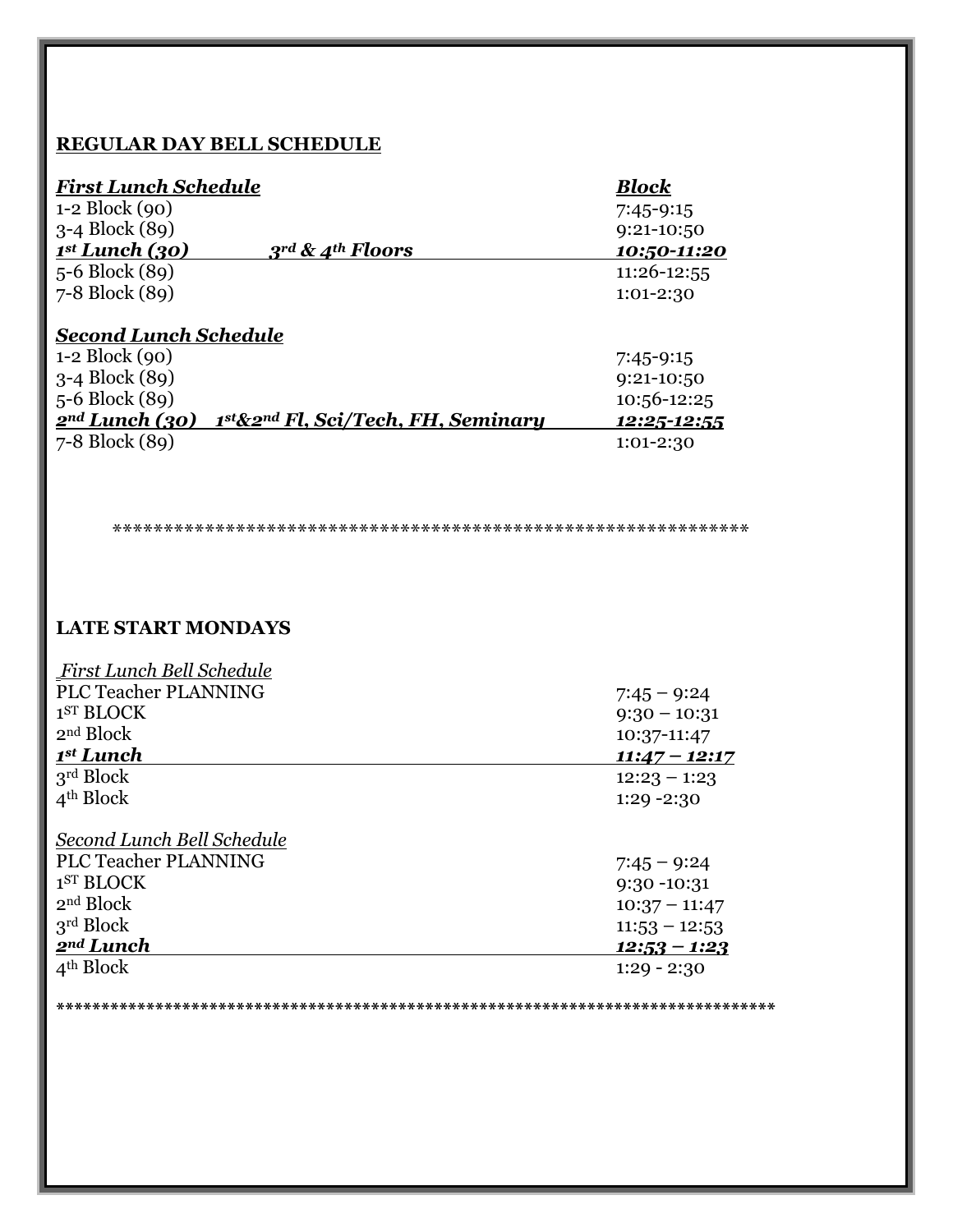## REGULAR DAY BELL SCHEDULE

| ***First Lunch Schedule*** | | ***Block*** |
|---|---|---|
| 1-2 Block (90) | | 7:45-9:15 |
| 3-4 Block (89) | | 9:21-10:50 |
| ***1st Lunch (30)*** | ***3rd & 4th Floors*** | ***10:50-11:20*** |
| 5-6 Block (89) | | 11:26-12:55 |
| 7-8 Block (89) | | 1:01-2:30 |

| ***Second Lunch Schedule*** | | |
|---|---|---|
| 1-2 Block (90) | | 7:45-9:15 |
| 3-4 Block (89) | | 9:21-10:50 |
| 5-6 Block (89) | | 10:56-12:25 |
| ***2nd Lunch (30)*** | ***1st&2nd Fl, Sci/Tech, FH, Seminary*** | ***12:25-12:55*** |
| 7-8 Block (89) | | 1:01-2:30 |

***************************************************************

## LATE START MONDAYS

| *First Lunch Bell Schedule* | |
|---|---|
| PLC Teacher PLANNING | 7:45 – 9:24 |
| 1ST BLOCK | 9:30 – 10:31 |
| 2nd Block | 10:37-11:47 |
| ***1st Lunch*** | ***11:47 – 12:17*** |
| 3rd Block | 12:23 – 1:23 |
| 4th Block | 1:29 -2:30 |

| *Second Lunch Bell Schedule* | |
|---|---|
| PLC Teacher PLANNING | 7:45 – 9:24 |
| 1ST BLOCK | 9:30 -10:31 |
| 2nd Block | 10:37 – 11:47 |
| 3rd Block | 11:53 – 12:53 |
| ***2nd Lunch*** | ***12:53 – 1:23*** |
| 4th Block | 1:29 - 2:30 |

*******************************************************************************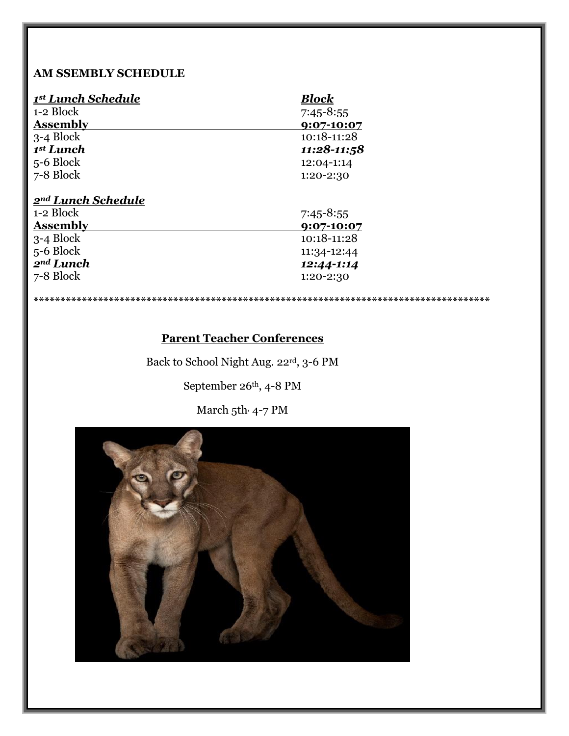**AM SSEMBLY SCHEDULE**

| ***1st Lunch Schedule*** | ***Block*** |
|---|---|
| 1-2 Block | 7:45-8:55 |
| **Assembly** | **9:07-10:07** |
| 3-4 Block | 10:18-11:28 |
| ***1st Lunch*** | ***11:28-11:58*** |
| 5-6 Block | 12:04-1:14 |
| 7-8 Block | 1:20-2:30 |

| ***2nd Lunch Schedule*** | |
|---|---|
| 1-2 Block | 7:45-8:55 |
| **Assembly** | **9:07-10:07** |
| 3-4 Block | 10:18-11:28 |
| 5-6 Block | 11:34-12:44 |
| ***2nd Lunch*** | ***12:44-1:14*** |
| 7-8 Block | 1:20-2:30 |

*****************************************************************************************

**Parent Teacher Conferences**

Back to School Night Aug. 22rd, 3-6 PM

September 26th, 4-8 PM

March 5th, 4-7 PM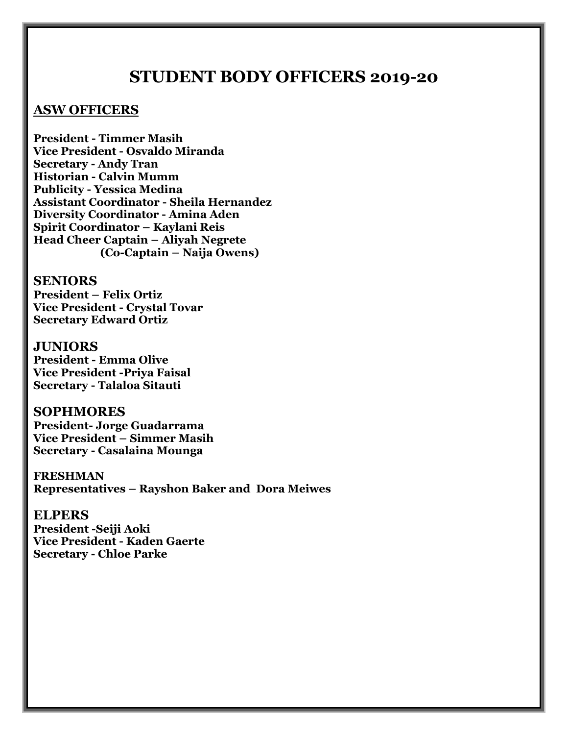# STUDENT BODY OFFICERS 2019-20

## ASW OFFICERS

**President - Timmer Masih**
**Vice President - Osvaldo Miranda**
**Secretary - Andy Tran**
**Historian - Calvin Mumm**
**Publicity - Yessica Medina**
**Assistant Coordinator - Sheila Hernandez**
**Diversity Coordinator - Amina Aden**
**Spirit Coordinator – Kaylani Reis**
**Head Cheer Captain – Aliyah Negrete**
**(Co-Captain – Naija Owens)**

## SENIORS

**President – Felix Ortiz**
**Vice President - Crystal Tovar**
**Secretary Edward Ortiz**

## JUNIORS

**President - Emma Olive**
**Vice President -Priya Faisal**
**Secretary - Talaloa Sitauti**

## SOPHMORES

**President- Jorge Guadarrama**
**Vice President – Simmer Masih**
**Secretary - Casalaina Mounga**

**FRESHMAN**
**Representatives – Rayshon Baker and Dora Meiwes**

## ELPERS

**President -Seiji Aoki**
**Vice President - Kaden Gaerte**
**Secretary - Chloe Parke**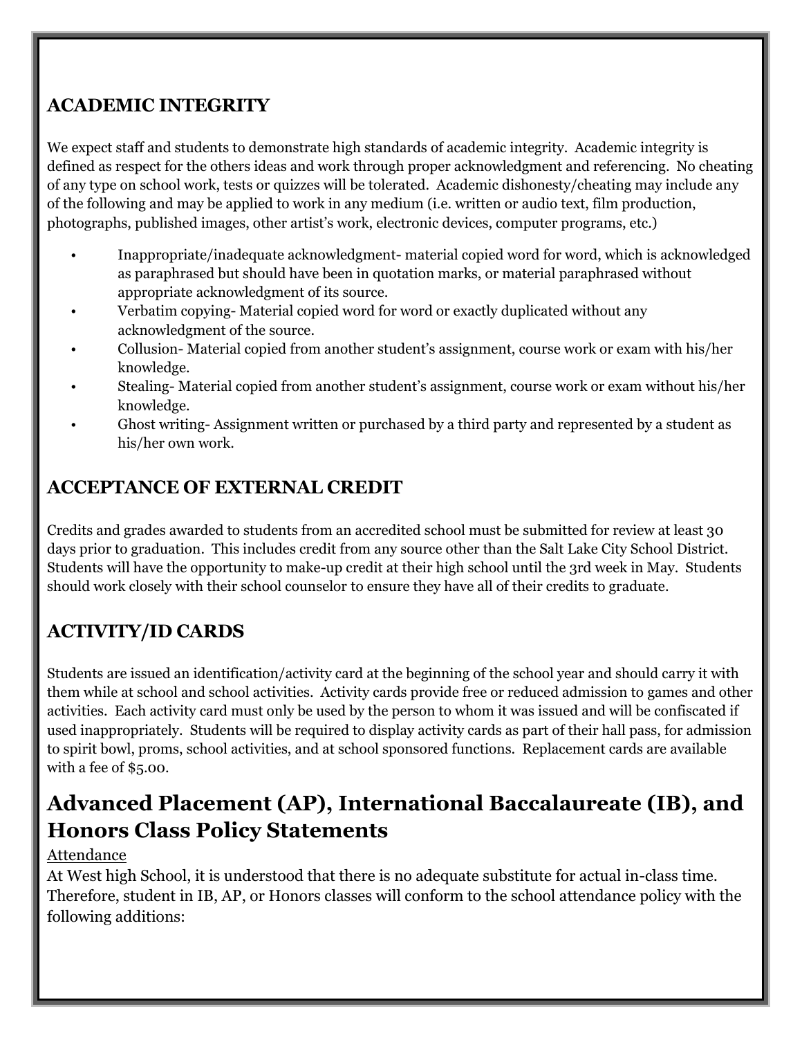## ACADEMIC INTEGRITY

We expect staff and students to demonstrate high standards of academic integrity. Academic integrity is defined as respect for the others ideas and work through proper acknowledgment and referencing. No cheating of any type on school work, tests or quizzes will be tolerated. Academic dishonesty/cheating may include any of the following and may be applied to work in any medium (i.e. written or audio text, film production, photographs, published images, other artist's work, electronic devices, computer programs, etc.)

- Inappropriate/inadequate acknowledgment- material copied word for word, which is acknowledged as paraphrased but should have been in quotation marks, or material paraphrased without appropriate acknowledgment of its source.
- Verbatim copying- Material copied word for word or exactly duplicated without any acknowledgment of the source.
- Collusion- Material copied from another student's assignment, course work or exam with his/her knowledge.
- Stealing- Material copied from another student's assignment, course work or exam without his/her knowledge.
- Ghost writing- Assignment written or purchased by a third party and represented by a student as his/her own work.

## ACCEPTANCE OF EXTERNAL CREDIT

Credits and grades awarded to students from an accredited school must be submitted for review at least 30 days prior to graduation. This includes credit from any source other than the Salt Lake City School District. Students will have the opportunity to make-up credit at their high school until the 3rd week in May. Students should work closely with their school counselor to ensure they have all of their credits to graduate.

## ACTIVITY/ID CARDS

Students are issued an identification/activity card at the beginning of the school year and should carry it with them while at school and school activities. Activity cards provide free or reduced admission to games and other activities. Each activity card must only be used by the person to whom it was issued and will be confiscated if used inappropriately. Students will be required to display activity cards as part of their hall pass, for admission to spirit bowl, proms, school activities, and at school sponsored functions. Replacement cards are available with a fee of $5.00.

# Advanced Placement (AP), International Baccalaureate (IB), and Honors Class Policy Statements

Attendance

At West high School, it is understood that there is no adequate substitute for actual in-class time. Therefore, student in IB, AP, or Honors classes will conform to the school attendance policy with the following additions: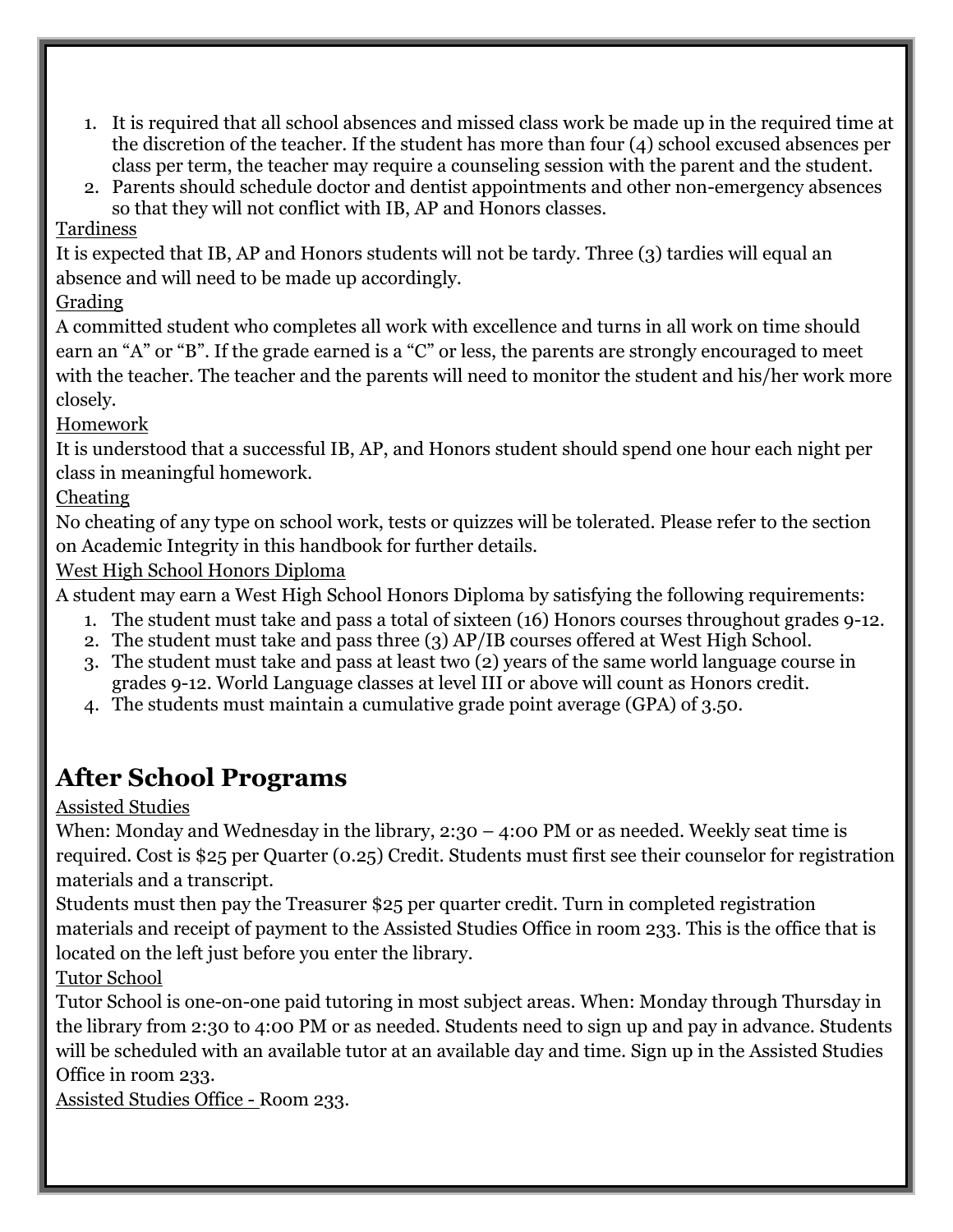1. It is required that all school absences and missed class work be made up in the required time at the discretion of the teacher. If the student has more than four (4) school excused absences per class per term, the teacher may require a counseling session with the parent and the student.
2. Parents should schedule doctor and dentist appointments and other non-emergency absences so that they will not conflict with IB, AP and Honors classes.

Tardiness

It is expected that IB, AP and Honors students will not be tardy. Three (3) tardies will equal an absence and will need to be made up accordingly.

Grading

A committed student who completes all work with excellence and turns in all work on time should earn an "A" or "B". If the grade earned is a "C" or less, the parents are strongly encouraged to meet with the teacher. The teacher and the parents will need to monitor the student and his/her work more closely.

Homework

It is understood that a successful IB, AP, and Honors student should spend one hour each night per class in meaningful homework.

Cheating

No cheating of any type on school work, tests or quizzes will be tolerated. Please refer to the section on Academic Integrity in this handbook for further details.

West High School Honors Diploma

A student may earn a West High School Honors Diploma by satisfying the following requirements:

1. The student must take and pass a total of sixteen (16) Honors courses throughout grades 9-12.
2. The student must take and pass three (3) AP/IB courses offered at West High School.
3. The student must take and pass at least two (2) years of the same world language course in grades 9-12. World Language classes at level III or above will count as Honors credit.
4. The students must maintain a cumulative grade point average (GPA) of 3.50.

## After School Programs

Assisted Studies

When: Monday and Wednesday in the library, 2:30 – 4:00 PM or as needed. Weekly seat time is required. Cost is $25 per Quarter (0.25) Credit. Students must first see their counselor for registration materials and a transcript.

Students must then pay the Treasurer $25 per quarter credit. Turn in completed registration materials and receipt of payment to the Assisted Studies Office in room 233. This is the office that is located on the left just before you enter the library.

Tutor School

Tutor School is one-on-one paid tutoring in most subject areas. When: Monday through Thursday in the library from 2:30 to 4:00 PM or as needed. Students need to sign up and pay in advance. Students will be scheduled with an available tutor at an available day and time. Sign up in the Assisted Studies Office in room 233.

Assisted Studies Office - Room 233.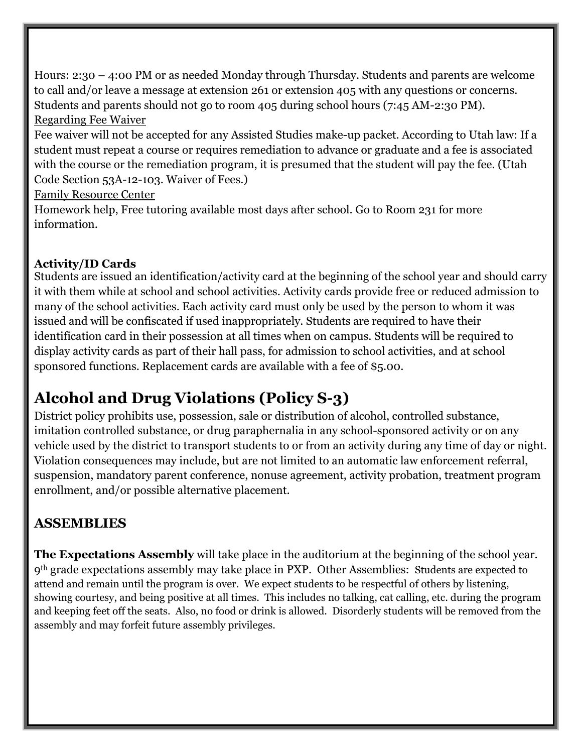Hours: 2:30 – 4:00 PM or as needed Monday through Thursday. Students and parents are welcome to call and/or leave a message at extension 261 or extension 405 with any questions or concerns. Students and parents should not go to room 405 during school hours (7:45 AM-2:30 PM).

Regarding Fee Waiver

Fee waiver will not be accepted for any Assisted Studies make-up packet. According to Utah law: If a student must repeat a course or requires remediation to advance or graduate and a fee is associated with the course or the remediation program, it is presumed that the student will pay the fee. (Utah Code Section 53A-12-103. Waiver of Fees.)

Family Resource Center

Homework help, Free tutoring available most days after school. Go to Room 231 for more information.

**Activity/ID Cards**

Students are issued an identification/activity card at the beginning of the school year and should carry it with them while at school and school activities. Activity cards provide free or reduced admission to many of the school activities. Each activity card must only be used by the person to whom it was issued and will be confiscated if used inappropriately. Students are required to have their identification card in their possession at all times when on campus. Students will be required to display activity cards as part of their hall pass, for admission to school activities, and at school sponsored functions. Replacement cards are available with a fee of $5.00.

# Alcohol and Drug Violations (Policy S-3)

District policy prohibits use, possession, sale or distribution of alcohol, controlled substance, imitation controlled substance, or drug paraphernalia in any school-sponsored activity or on any vehicle used by the district to transport students to or from an activity during any time of day or night. Violation consequences may include, but are not limited to an automatic law enforcement referral, suspension, mandatory parent conference, nonuse agreement, activity probation, treatment program enrollment, and/or possible alternative placement.

## ASSEMBLIES

**The Expectations Assembly** will take place in the auditorium at the beginning of the school year. 9th grade expectations assembly may take place in PXP. Other Assemblies: Students are expected to attend and remain until the program is over. We expect students to be respectful of others by listening, showing courtesy, and being positive at all times. This includes no talking, cat calling, etc. during the program and keeping feet off the seats. Also, no food or drink is allowed. Disorderly students will be removed from the assembly and may forfeit future assembly privileges.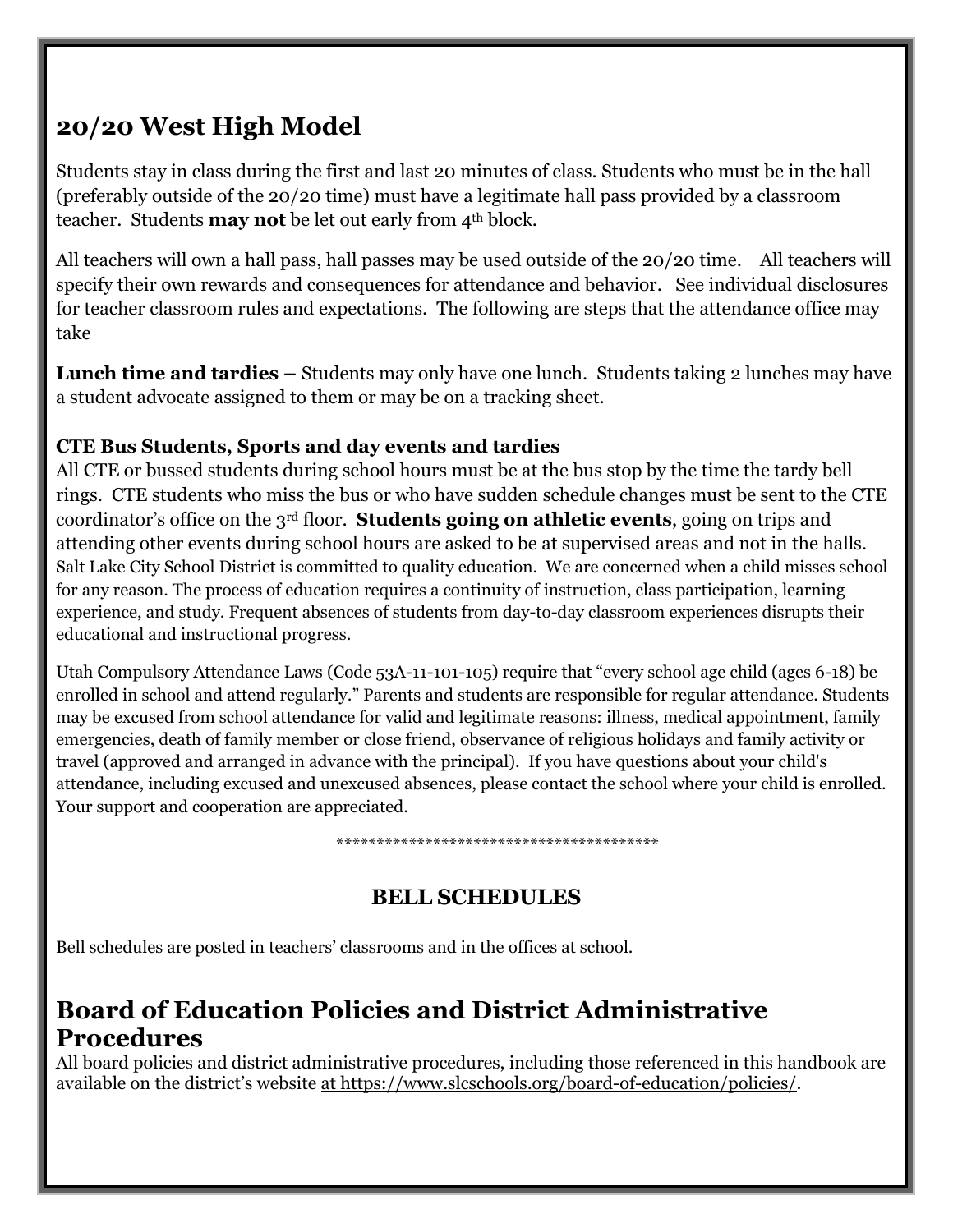## 20/20 West High Model

Students stay in class during the first and last 20 minutes of class. Students who must be in the hall (preferably outside of the 20/20 time) must have a legitimate hall pass provided by a classroom teacher. Students **may not** be let out early from 4th block.

All teachers will own a hall pass, hall passes may be used outside of the 20/20 time. All teachers will specify their own rewards and consequences for attendance and behavior. See individual disclosures for teacher classroom rules and expectations. The following are steps that the attendance office may take

**Lunch time and tardies –** Students may only have one lunch. Students taking 2 lunches may have a student advocate assigned to them or may be on a tracking sheet.

**CTE Bus Students, Sports and day events and tardies**

All CTE or bussed students during school hours must be at the bus stop by the time the tardy bell rings. CTE students who miss the bus or who have sudden schedule changes must be sent to the CTE coordinator's office on the 3rd floor. **Students going on athletic events**, going on trips and attending other events during school hours are asked to be at supervised areas and not in the halls. Salt Lake City School District is committed to quality education. We are concerned when a child misses school for any reason. The process of education requires a continuity of instruction, class participation, learning experience, and study. Frequent absences of students from day-to-day classroom experiences disrupts their educational and instructional progress.

Utah Compulsory Attendance Laws (Code 53A-11-101-105) require that "every school age child (ages 6-18) be enrolled in school and attend regularly." Parents and students are responsible for regular attendance. Students may be excused from school attendance for valid and legitimate reasons: illness, medical appointment, family emergencies, death of family member or close friend, observance of religious holidays and family activity or travel (approved and arranged in advance with the principal). If you have questions about your child's attendance, including excused and unexcused absences, please contact the school where your child is enrolled. Your support and cooperation are appreciated.

\*\*\*\*\*\*\*\*\*\*\*\*\*\*\*\*\*\*\*\*\*\*\*\*\*\*\*\*\*\*\*\*\*\*\*\*\*\*\*\*\*\*

### BELL SCHEDULES

Bell schedules are posted in teachers' classrooms and in the offices at school.

## Board of Education Policies and District Administrative Procedures

All board policies and district administrative procedures, including those referenced in this handbook are available on the district's website at https://www.slcschools.org/board-of-education/policies/.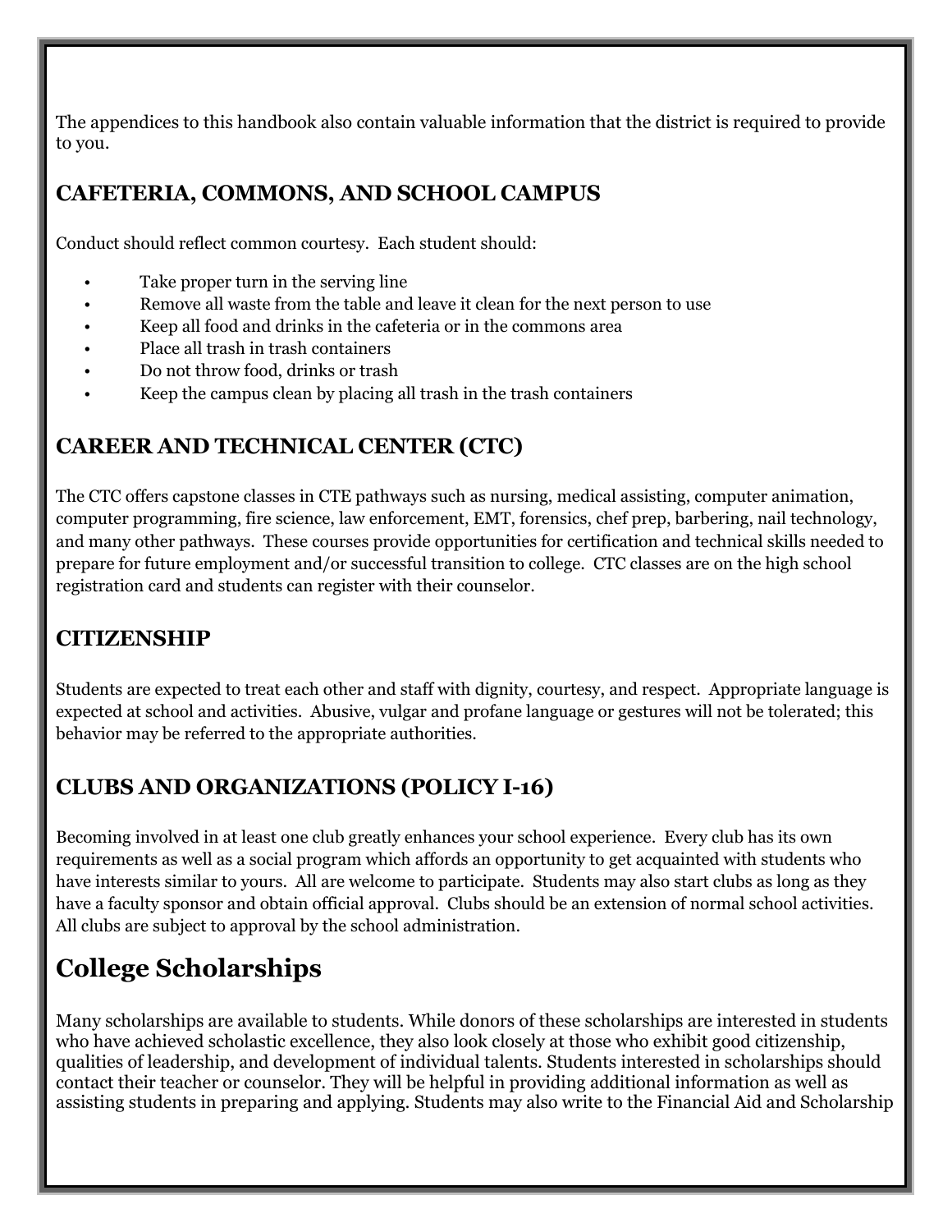The appendices to this handbook also contain valuable information that the district is required to provide to you.

## CAFETERIA, COMMONS, AND SCHOOL CAMPUS

Conduct should reflect common courtesy. Each student should:

- Take proper turn in the serving line
- Remove all waste from the table and leave it clean for the next person to use
- Keep all food and drinks in the cafeteria or in the commons area
- Place all trash in trash containers
- Do not throw food, drinks or trash
- Keep the campus clean by placing all trash in the trash containers

## CAREER AND TECHNICAL CENTER (CTC)

The CTC offers capstone classes in CTE pathways such as nursing, medical assisting, computer animation, computer programming, fire science, law enforcement, EMT, forensics, chef prep, barbering, nail technology, and many other pathways. These courses provide opportunities for certification and technical skills needed to prepare for future employment and/or successful transition to college. CTC classes are on the high school registration card and students can register with their counselor.

## CITIZENSHIP

Students are expected to treat each other and staff with dignity, courtesy, and respect. Appropriate language is expected at school and activities. Abusive, vulgar and profane language or gestures will not be tolerated; this behavior may be referred to the appropriate authorities.

## CLUBS AND ORGANIZATIONS (POLICY I-16)

Becoming involved in at least one club greatly enhances your school experience. Every club has its own requirements as well as a social program which affords an opportunity to get acquainted with students who have interests similar to yours. All are welcome to participate. Students may also start clubs as long as they have a faculty sponsor and obtain official approval. Clubs should be an extension of normal school activities. All clubs are subject to approval by the school administration.

# College Scholarships

Many scholarships are available to students. While donors of these scholarships are interested in students who have achieved scholastic excellence, they also look closely at those who exhibit good citizenship, qualities of leadership, and development of individual talents. Students interested in scholarships should contact their teacher or counselor. They will be helpful in providing additional information as well as assisting students in preparing and applying. Students may also write to the Financial Aid and Scholarship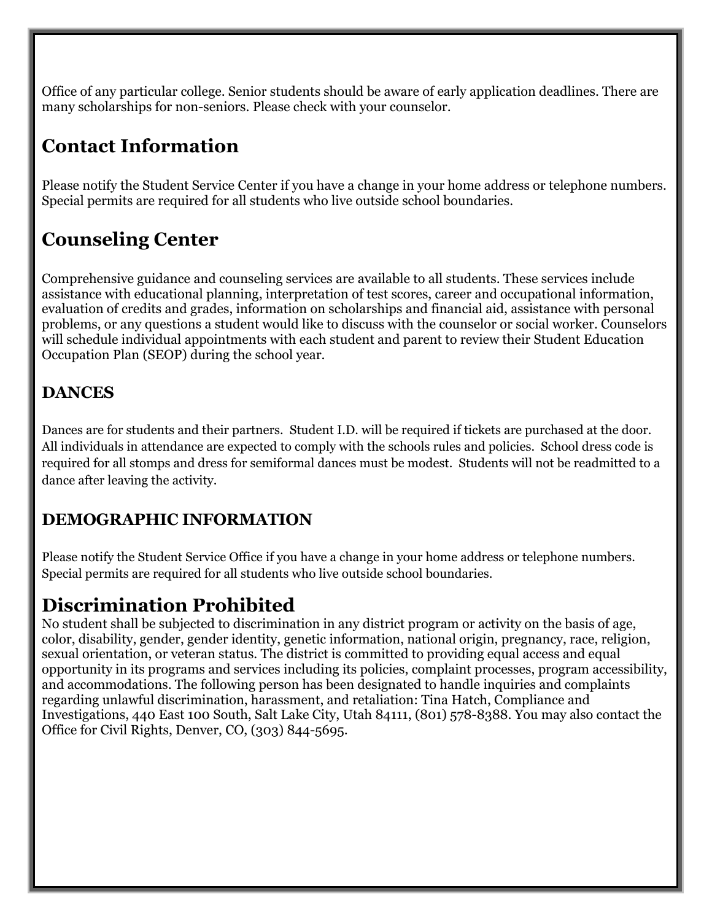Office of any particular college. Senior students should be aware of early application deadlines. There are many scholarships for non-seniors. Please check with your counselor.

## Contact Information

Please notify the Student Service Center if you have a change in your home address or telephone numbers. Special permits are required for all students who live outside school boundaries.

## Counseling Center

Comprehensive guidance and counseling services are available to all students. These services include assistance with educational planning, interpretation of test scores, career and occupational information, evaluation of credits and grades, information on scholarships and financial aid, assistance with personal problems, or any questions a student would like to discuss with the counselor or social worker. Counselors will schedule individual appointments with each student and parent to review their Student Education Occupation Plan (SEOP) during the school year.

### DANCES

Dances are for students and their partners. Student I.D. will be required if tickets are purchased at the door. All individuals in attendance are expected to comply with the schools rules and policies. School dress code is required for all stomps and dress for semiformal dances must be modest. Students will not be readmitted to a dance after leaving the activity.

### DEMOGRAPHIC INFORMATION

Please notify the Student Service Office if you have a change in your home address or telephone numbers. Special permits are required for all students who live outside school boundaries.

## Discrimination Prohibited

No student shall be subjected to discrimination in any district program or activity on the basis of age, color, disability, gender, gender identity, genetic information, national origin, pregnancy, race, religion, sexual orientation, or veteran status. The district is committed to providing equal access and equal opportunity in its programs and services including its policies, complaint processes, program accessibility, and accommodations. The following person has been designated to handle inquiries and complaints regarding unlawful discrimination, harassment, and retaliation: Tina Hatch, Compliance and Investigations, 440 East 100 South, Salt Lake City, Utah 84111, (801) 578-8388. You may also contact the Office for Civil Rights, Denver, CO, (303) 844-5695.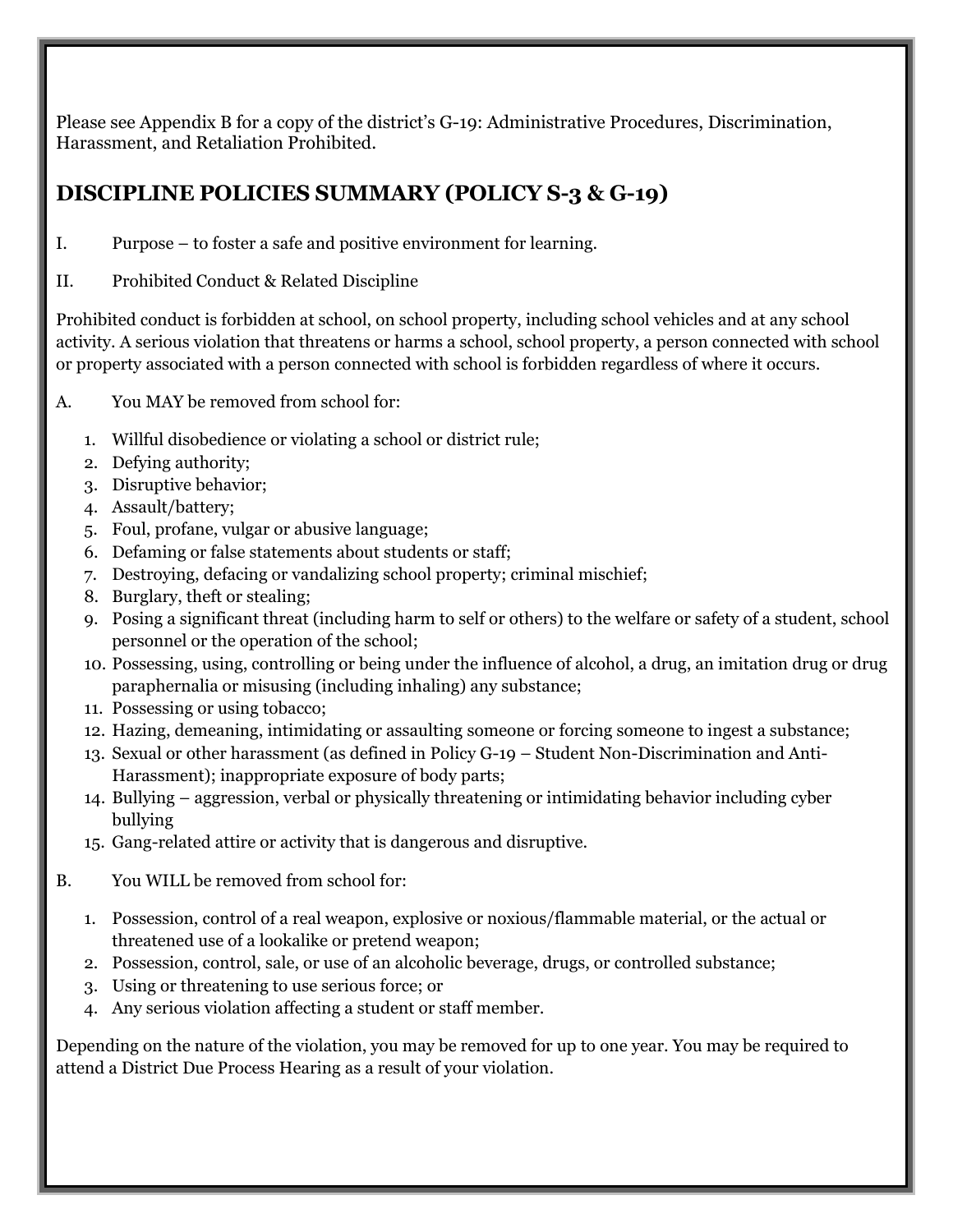Please see Appendix B for a copy of the district's G-19: Administrative Procedures, Discrimination, Harassment, and Retaliation Prohibited.

## DISCIPLINE POLICIES SUMMARY (POLICY S-3 & G-19)

I. Purpose – to foster a safe and positive environment for learning.

II. Prohibited Conduct & Related Discipline

Prohibited conduct is forbidden at school, on school property, including school vehicles and at any school activity. A serious violation that threatens or harms a school, school property, a person connected with school or property associated with a person connected with school is forbidden regardless of where it occurs.

A. You MAY be removed from school for:

1. Willful disobedience or violating a school or district rule;
2. Defying authority;
3. Disruptive behavior;
4. Assault/battery;
5. Foul, profane, vulgar or abusive language;
6. Defaming or false statements about students or staff;
7. Destroying, defacing or vandalizing school property; criminal mischief;
8. Burglary, theft or stealing;
9. Posing a significant threat (including harm to self or others) to the welfare or safety of a student, school personnel or the operation of the school;
10. Possessing, using, controlling or being under the influence of alcohol, a drug, an imitation drug or drug paraphernalia or misusing (including inhaling) any substance;
11. Possessing or using tobacco;
12. Hazing, demeaning, intimidating or assaulting someone or forcing someone to ingest a substance;
13. Sexual or other harassment (as defined in Policy G-19 – Student Non-Discrimination and Anti-Harassment); inappropriate exposure of body parts;
14. Bullying – aggression, verbal or physically threatening or intimidating behavior including cyber bullying
15. Gang-related attire or activity that is dangerous and disruptive.

B. You WILL be removed from school for:

1. Possession, control of a real weapon, explosive or noxious/flammable material, or the actual or threatened use of a lookalike or pretend weapon;
2. Possession, control, sale, or use of an alcoholic beverage, drugs, or controlled substance;
3. Using or threatening to use serious force; or
4. Any serious violation affecting a student or staff member.

Depending on the nature of the violation, you may be removed for up to one year. You may be required to attend a District Due Process Hearing as a result of your violation.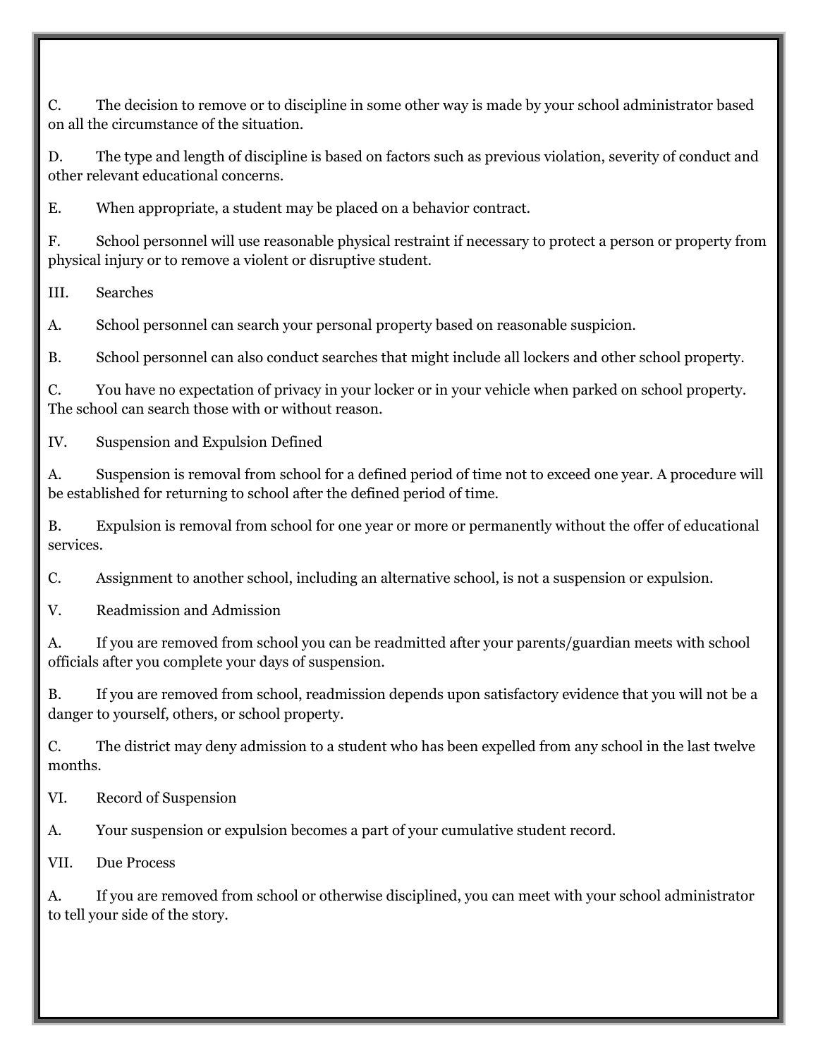C. The decision to remove or to discipline in some other way is made by your school administrator based on all the circumstance of the situation.

D. The type and length of discipline is based on factors such as previous violation, severity of conduct and other relevant educational concerns.

E. When appropriate, a student may be placed on a behavior contract.

F. School personnel will use reasonable physical restraint if necessary to protect a person or property from physical injury or to remove a violent or disruptive student.

III. Searches

A. School personnel can search your personal property based on reasonable suspicion.

B. School personnel can also conduct searches that might include all lockers and other school property.

C. You have no expectation of privacy in your locker or in your vehicle when parked on school property. The school can search those with or without reason.

IV. Suspension and Expulsion Defined

A. Suspension is removal from school for a defined period of time not to exceed one year. A procedure will be established for returning to school after the defined period of time.

B. Expulsion is removal from school for one year or more or permanently without the offer of educational services.

C. Assignment to another school, including an alternative school, is not a suspension or expulsion.

V. Readmission and Admission

A. If you are removed from school you can be readmitted after your parents/guardian meets with school officials after you complete your days of suspension.

B. If you are removed from school, readmission depends upon satisfactory evidence that you will not be a danger to yourself, others, or school property.

C. The district may deny admission to a student who has been expelled from any school in the last twelve months.

VI. Record of Suspension

A. Your suspension or expulsion becomes a part of your cumulative student record.

VII. Due Process

A. If you are removed from school or otherwise disciplined, you can meet with your school administrator to tell your side of the story.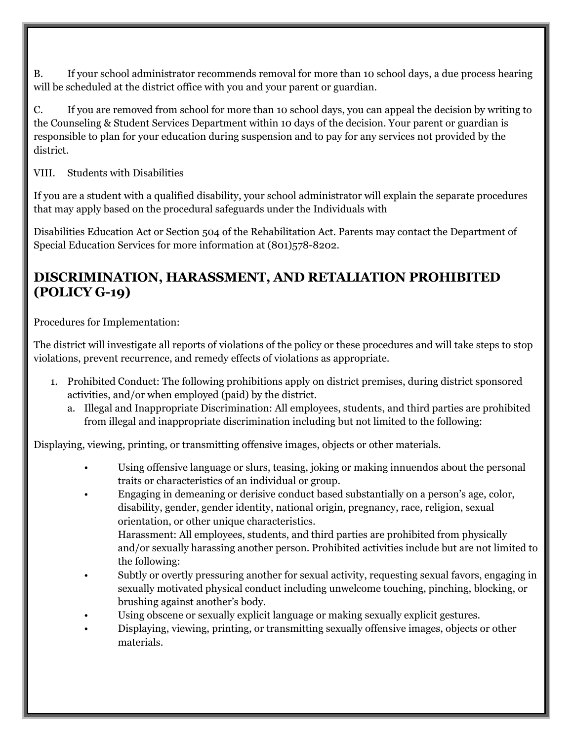B. If your school administrator recommends removal for more than 10 school days, a due process hearing will be scheduled at the district office with you and your parent or guardian.

C. If you are removed from school for more than 10 school days, you can appeal the decision by writing to the Counseling & Student Services Department within 10 days of the decision. Your parent or guardian is responsible to plan for your education during suspension and to pay for any services not provided by the district.

VIII. Students with Disabilities

If you are a student with a qualified disability, your school administrator will explain the separate procedures that may apply based on the procedural safeguards under the Individuals with

Disabilities Education Act or Section 504 of the Rehabilitation Act. Parents may contact the Department of Special Education Services for more information at (801)578-8202.

## DISCRIMINATION, HARASSMENT, AND RETALIATION PROHIBITED (POLICY G-19)

Procedures for Implementation:

The district will investigate all reports of violations of the policy or these procedures and will take steps to stop violations, prevent recurrence, and remedy effects of violations as appropriate.

1. Prohibited Conduct: The following prohibitions apply on district premises, during district sponsored activities, and/or when employed (paid) by the district.
   a. Illegal and Inappropriate Discrimination: All employees, students, and third parties are prohibited from illegal and inappropriate discrimination including but not limited to the following:

Displaying, viewing, printing, or transmitting offensive images, objects or other materials.

- Using offensive language or slurs, teasing, joking or making innuendos about the personal traits or characteristics of an individual or group.
- Engaging in demeaning or derisive conduct based substantially on a person's age, color, disability, gender, gender identity, national origin, pregnancy, race, religion, sexual orientation, or other unique characteristics.
  Harassment: All employees, students, and third parties are prohibited from physically and/or sexually harassing another person. Prohibited activities include but are not limited to the following:
- Subtly or overtly pressuring another for sexual activity, requesting sexual favors, engaging in sexually motivated physical conduct including unwelcome touching, pinching, blocking, or brushing against another's body.
- Using obscene or sexually explicit language or making sexually explicit gestures.
- Displaying, viewing, printing, or transmitting sexually offensive images, objects or other materials.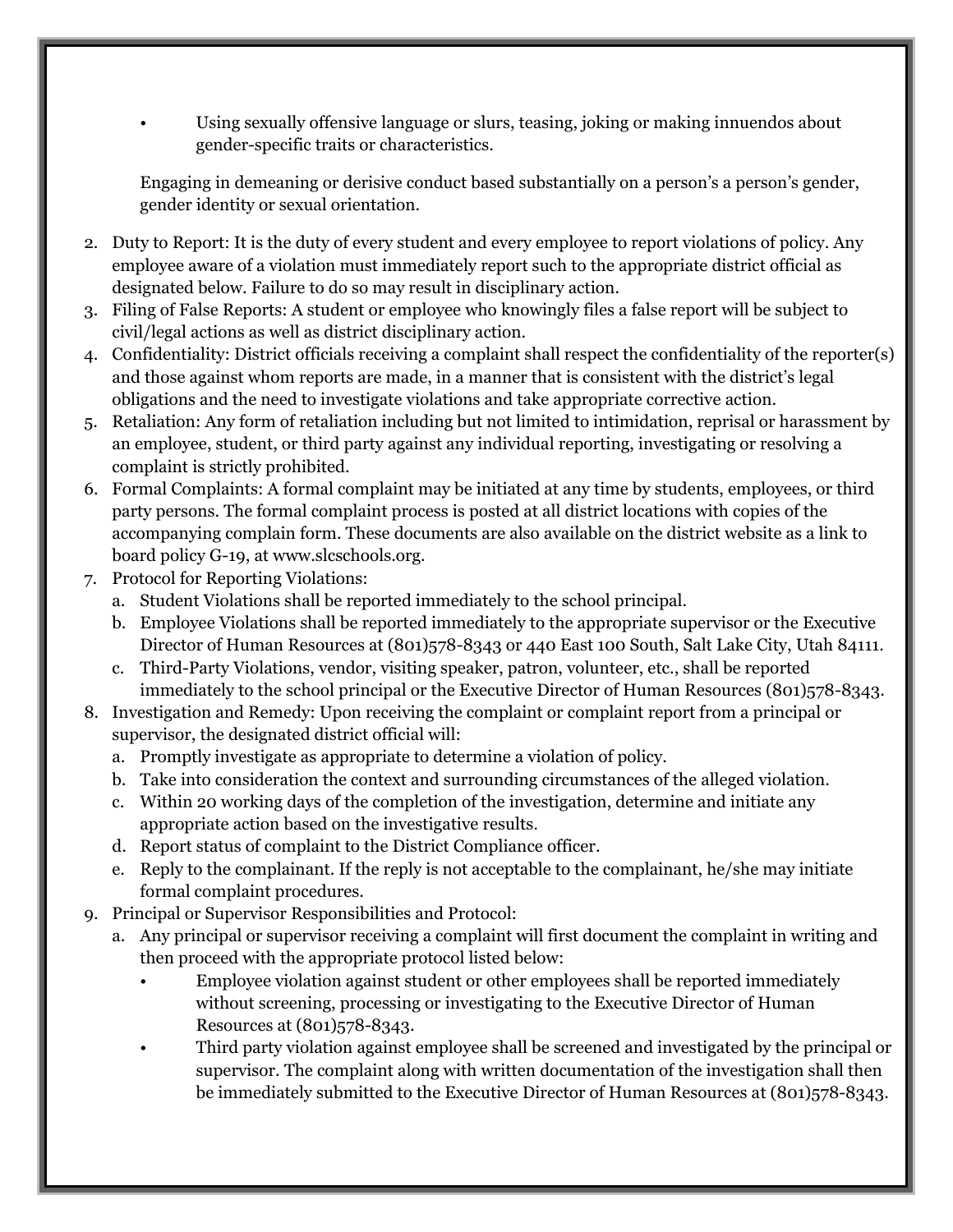- Using sexually offensive language or slurs, teasing, joking or making innuendos about gender-specific traits or characteristics.

  Engaging in demeaning or derisive conduct based substantially on a person's a person's gender, gender identity or sexual orientation.

2. Duty to Report: It is the duty of every student and every employee to report violations of policy. Any employee aware of a violation must immediately report such to the appropriate district official as designated below. Failure to do so may result in disciplinary action.
3. Filing of False Reports: A student or employee who knowingly files a false report will be subject to civil/legal actions as well as district disciplinary action.
4. Confidentiality: District officials receiving a complaint shall respect the confidentiality of the reporter(s) and those against whom reports are made, in a manner that is consistent with the district's legal obligations and the need to investigate violations and take appropriate corrective action.
5. Retaliation: Any form of retaliation including but not limited to intimidation, reprisal or harassment by an employee, student, or third party against any individual reporting, investigating or resolving a complaint is strictly prohibited.
6. Formal Complaints: A formal complaint may be initiated at any time by students, employees, or third party persons. The formal complaint process is posted at all district locations with copies of the accompanying complain form. These documents are also available on the district website as a link to board policy G-19, at www.slcschools.org.
7. Protocol for Reporting Violations:
   a. Student Violations shall be reported immediately to the school principal.
   b. Employee Violations shall be reported immediately to the appropriate supervisor or the Executive Director of Human Resources at (801)578-8343 or 440 East 100 South, Salt Lake City, Utah 84111.
   c. Third-Party Violations, vendor, visiting speaker, patron, volunteer, etc., shall be reported immediately to the school principal or the Executive Director of Human Resources (801)578-8343.
8. Investigation and Remedy: Upon receiving the complaint or complaint report from a principal or supervisor, the designated district official will:
   a. Promptly investigate as appropriate to determine a violation of policy.
   b. Take into consideration the context and surrounding circumstances of the alleged violation.
   c. Within 20 working days of the completion of the investigation, determine and initiate any appropriate action based on the investigative results.
   d. Report status of complaint to the District Compliance officer.
   e. Reply to the complainant. If the reply is not acceptable to the complainant, he/she may initiate formal complaint procedures.
9. Principal or Supervisor Responsibilities and Protocol:
   a. Any principal or supervisor receiving a complaint will first document the complaint in writing and then proceed with the appropriate protocol listed below:
      - Employee violation against student or other employees shall be reported immediately without screening, processing or investigating to the Executive Director of Human Resources at (801)578-8343.
      - Third party violation against employee shall be screened and investigated by the principal or supervisor. The complaint along with written documentation of the investigation shall then be immediately submitted to the Executive Director of Human Resources at (801)578-8343.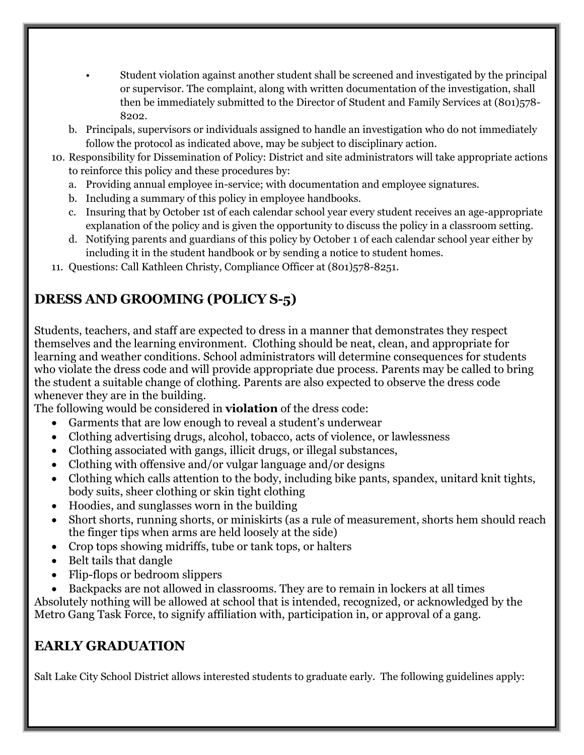- Student violation against another student shall be screened and investigated by the principal or supervisor. The complaint, along with written documentation of the investigation, shall then be immediately submitted to the Director of Student and Family Services at (801)578-8202.

   b. Principals, supervisors or individuals assigned to handle an investigation who do not immediately follow the protocol as indicated above, may be subject to disciplinary action.

10. Responsibility for Dissemination of Policy: District and site administrators will take appropriate actions to reinforce this policy and these procedures by:
    a. Providing annual employee in-service; with documentation and employee signatures.
    b. Including a summary of this policy in employee handbooks.
    c. Insuring that by October 1st of each calendar school year every student receives an age-appropriate explanation of the policy and is given the opportunity to discuss the policy in a classroom setting.
    d. Notifying parents and guardians of this policy by October 1 of each calendar school year either by including it in the student handbook or by sending a notice to student homes.
11. Questions: Call Kathleen Christy, Compliance Officer at (801)578-8251.

## DRESS AND GROOMING (POLICY S-5)

Students, teachers, and staff are expected to dress in a manner that demonstrates they respect themselves and the learning environment. Clothing should be neat, clean, and appropriate for learning and weather conditions. School administrators will determine consequences for students who violate the dress code and will provide appropriate due process. Parents may be called to bring the student a suitable change of clothing. Parents are also expected to observe the dress code whenever they are in the building.

The following would be considered in **violation** of the dress code:

- Garments that are low enough to reveal a student's underwear
- Clothing advertising drugs, alcohol, tobacco, acts of violence, or lawlessness
- Clothing associated with gangs, illicit drugs, or illegal substances,
- Clothing with offensive and/or vulgar language and/or designs
- Clothing which calls attention to the body, including bike pants, spandex, unitard knit tights, body suits, sheer clothing or skin tight clothing
- Hoodies, and sunglasses worn in the building
- Short shorts, running shorts, or miniskirts (as a rule of measurement, shorts hem should reach the finger tips when arms are held loosely at the side)
- Crop tops showing midriffs, tube or tank tops, or halters
- Belt tails that dangle
- Flip-flops or bedroom slippers
- Backpacks are not allowed in classrooms. They are to remain in lockers at all times

Absolutely nothing will be allowed at school that is intended, recognized, or acknowledged by the Metro Gang Task Force, to signify affiliation with, participation in, or approval of a gang.

## EARLY GRADUATION

Salt Lake City School District allows interested students to graduate early. The following guidelines apply: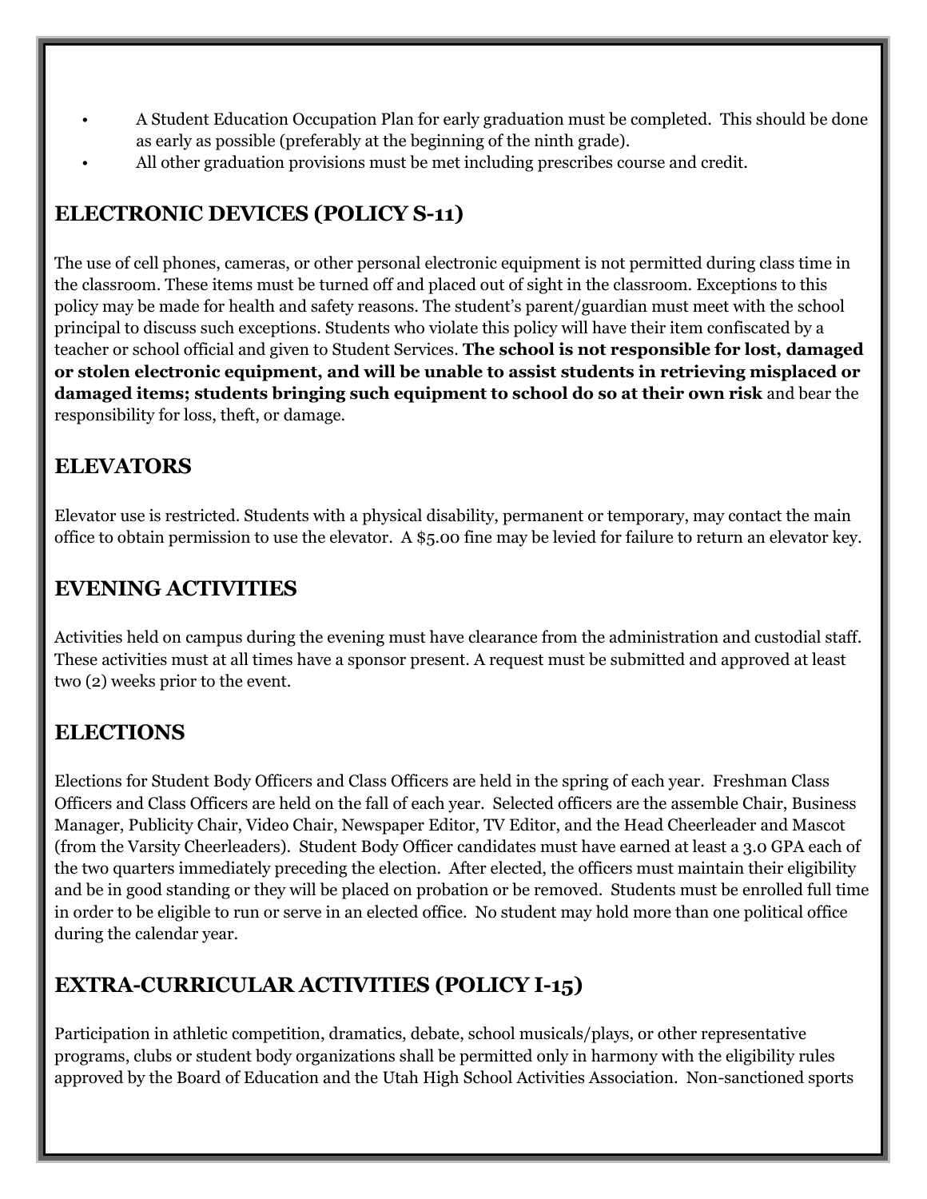- A Student Education Occupation Plan for early graduation must be completed. This should be done as early as possible (preferably at the beginning of the ninth grade).
- All other graduation provisions must be met including prescribes course and credit.

## ELECTRONIC DEVICES (POLICY S-11)

The use of cell phones, cameras, or other personal electronic equipment is not permitted during class time in the classroom. These items must be turned off and placed out of sight in the classroom. Exceptions to this policy may be made for health and safety reasons. The student's parent/guardian must meet with the school principal to discuss such exceptions. Students who violate this policy will have their item confiscated by a teacher or school official and given to Student Services. **The school is not responsible for lost, damaged or stolen electronic equipment, and will be unable to assist students in retrieving misplaced or damaged items; students bringing such equipment to school do so at their own risk** and bear the responsibility for loss, theft, or damage.

## ELEVATORS

Elevator use is restricted. Students with a physical disability, permanent or temporary, may contact the main office to obtain permission to use the elevator. A $5.00 fine may be levied for failure to return an elevator key.

## EVENING ACTIVITIES

Activities held on campus during the evening must have clearance from the administration and custodial staff. These activities must at all times have a sponsor present. A request must be submitted and approved at least two (2) weeks prior to the event.

## ELECTIONS

Elections for Student Body Officers and Class Officers are held in the spring of each year. Freshman Class Officers and Class Officers are held on the fall of each year. Selected officers are the assemble Chair, Business Manager, Publicity Chair, Video Chair, Newspaper Editor, TV Editor, and the Head Cheerleader and Mascot (from the Varsity Cheerleaders). Student Body Officer candidates must have earned at least a 3.0 GPA each of the two quarters immediately preceding the election. After elected, the officers must maintain their eligibility and be in good standing or they will be placed on probation or be removed. Students must be enrolled full time in order to be eligible to run or serve in an elected office. No student may hold more than one political office during the calendar year.

## EXTRA-CURRICULAR ACTIVITIES (POLICY I-15)

Participation in athletic competition, dramatics, debate, school musicals/plays, or other representative programs, clubs or student body organizations shall be permitted only in harmony with the eligibility rules approved by the Board of Education and the Utah High School Activities Association. Non-sanctioned sports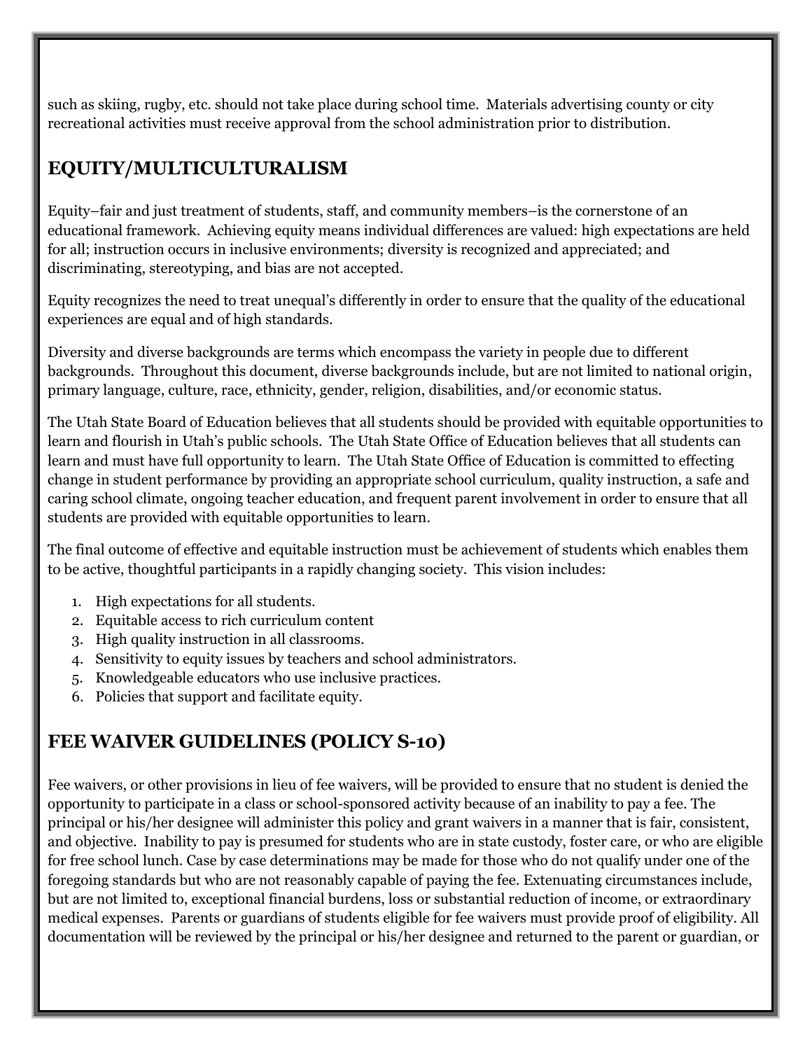such as skiing, rugby, etc. should not take place during school time. Materials advertising county or city recreational activities must receive approval from the school administration prior to distribution.

## EQUITY/MULTICULTURALISM

Equity–fair and just treatment of students, staff, and community members–is the cornerstone of an educational framework. Achieving equity means individual differences are valued: high expectations are held for all; instruction occurs in inclusive environments; diversity is recognized and appreciated; and discriminating, stereotyping, and bias are not accepted.

Equity recognizes the need to treat unequal's differently in order to ensure that the quality of the educational experiences are equal and of high standards.

Diversity and diverse backgrounds are terms which encompass the variety in people due to different backgrounds. Throughout this document, diverse backgrounds include, but are not limited to national origin, primary language, culture, race, ethnicity, gender, religion, disabilities, and/or economic status.

The Utah State Board of Education believes that all students should be provided with equitable opportunities to learn and flourish in Utah's public schools. The Utah State Office of Education believes that all students can learn and must have full opportunity to learn. The Utah State Office of Education is committed to effecting change in student performance by providing an appropriate school curriculum, quality instruction, a safe and caring school climate, ongoing teacher education, and frequent parent involvement in order to ensure that all students are provided with equitable opportunities to learn.

The final outcome of effective and equitable instruction must be achievement of students which enables them to be active, thoughtful participants in a rapidly changing society. This vision includes:

1. High expectations for all students.
2. Equitable access to rich curriculum content
3. High quality instruction in all classrooms.
4. Sensitivity to equity issues by teachers and school administrators.
5. Knowledgeable educators who use inclusive practices.
6. Policies that support and facilitate equity.

## FEE WAIVER GUIDELINES (POLICY S-10)

Fee waivers, or other provisions in lieu of fee waivers, will be provided to ensure that no student is denied the opportunity to participate in a class or school-sponsored activity because of an inability to pay a fee. The principal or his/her designee will administer this policy and grant waivers in a manner that is fair, consistent, and objective. Inability to pay is presumed for students who are in state custody, foster care, or who are eligible for free school lunch. Case by case determinations may be made for those who do not qualify under one of the foregoing standards but who are not reasonably capable of paying the fee. Extenuating circumstances include, but are not limited to, exceptional financial burdens, loss or substantial reduction of income, or extraordinary medical expenses. Parents or guardians of students eligible for fee waivers must provide proof of eligibility. All documentation will be reviewed by the principal or his/her designee and returned to the parent or guardian, or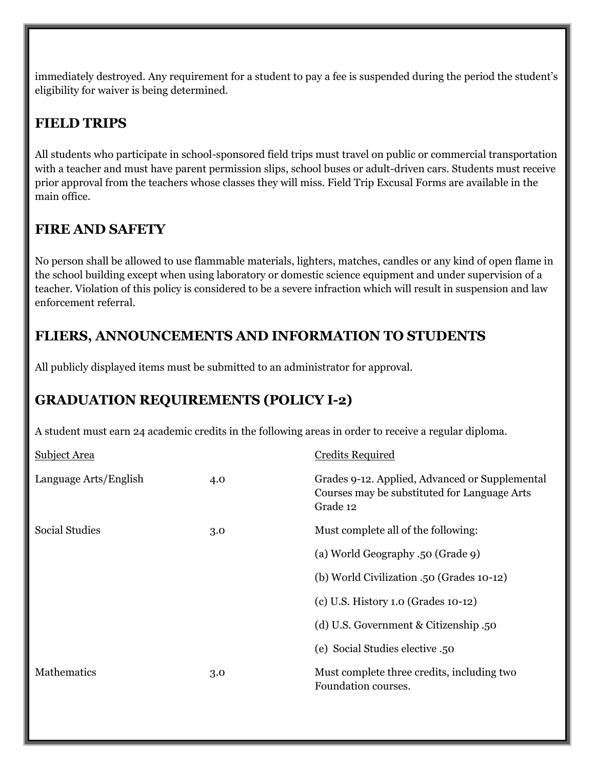immediately destroyed. Any requirement for a student to pay a fee is suspended during the period the student's eligibility for waiver is being determined.

## FIELD TRIPS

All students who participate in school-sponsored field trips must travel on public or commercial transportation with a teacher and must have parent permission slips, school buses or adult-driven cars. Students must receive prior approval from the teachers whose classes they will miss. Field Trip Excusal Forms are available in the main office.

## FIRE AND SAFETY

No person shall be allowed to use flammable materials, lighters, matches, candles or any kind of open flame in the school building except when using laboratory or domestic science equipment and under supervision of a teacher. Violation of this policy is considered to be a severe infraction which will result in suspension and law enforcement referral.

## FLIERS, ANNOUNCEMENTS AND INFORMATION TO STUDENTS

All publicly displayed items must be submitted to an administrator for approval.

## GRADUATION REQUIREMENTS (POLICY I-2)

A student must earn 24 academic credits in the following areas in order to receive a regular diploma.

| Subject Area | | Credits Required |
|---|---|---|
| Language Arts/English | 4.0 | Grades 9-12. Applied, Advanced or Supplemental Courses may be substituted for Language Arts Grade 12 |
| Social Studies | 3.0 | Must complete all of the following: |
| | | (a) World Geography .50 (Grade 9) |
| | | (b) World Civilization .50 (Grades 10-12) |
| | | (c) U.S. History 1.0 (Grades 10-12) |
| | | (d) U.S. Government & Citizenship .50 |
| | | (e) Social Studies elective .50 |
| Mathematics | 3.0 | Must complete three credits, including two Foundation courses. |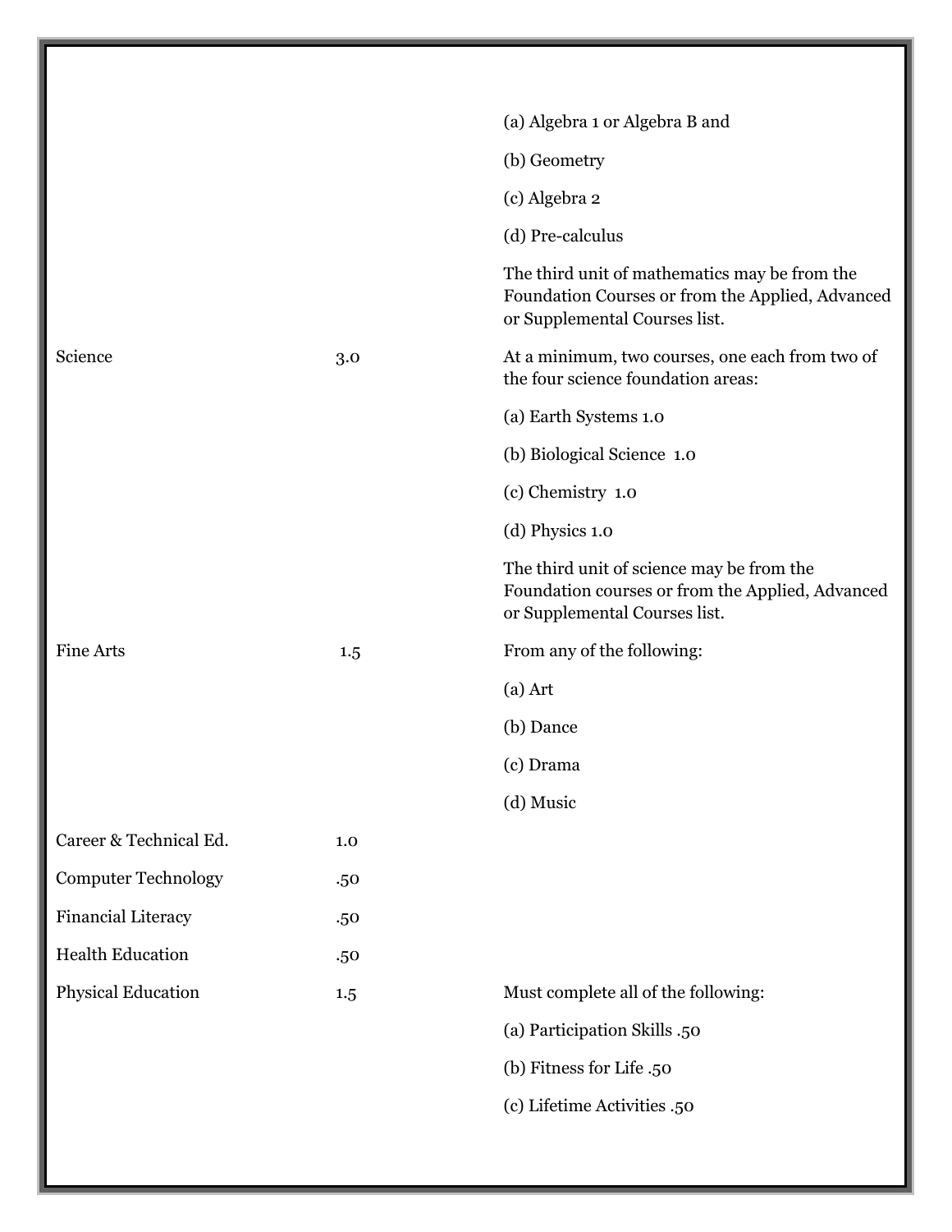| | | |
|---|---|---|
| | | (a) Algebra 1 or Algebra B and |
| | | (b) Geometry |
| | | (c) Algebra 2 |
| | | (d) Pre-calculus |
| | | The third unit of mathematics may be from the Foundation Courses or from the Applied, Advanced or Supplemental Courses list. |
| Science | 3.0 | At a minimum, two courses, one each from two of the four science foundation areas: |
| | | (a) Earth Systems 1.0 |
| | | (b) Biological Science 1.0 |
| | | (c) Chemistry 1.0 |
| | | (d) Physics 1.0 |
| | | The third unit of science may be from the Foundation courses or from the Applied, Advanced or Supplemental Courses list. |
| Fine Arts | 1.5 | From any of the following: |
| | | (a) Art |
| | | (b) Dance |
| | | (c) Drama |
| | | (d) Music |
| Career & Technical Ed. | 1.0 | |
| Computer Technology | .50 | |
| Financial Literacy | .50 | |
| Health Education | .50 | |
| Physical Education | 1.5 | Must complete all of the following: |
| | | (a) Participation Skills .50 |
| | | (b) Fitness for Life .50 |
| | | (c) Lifetime Activities .50 |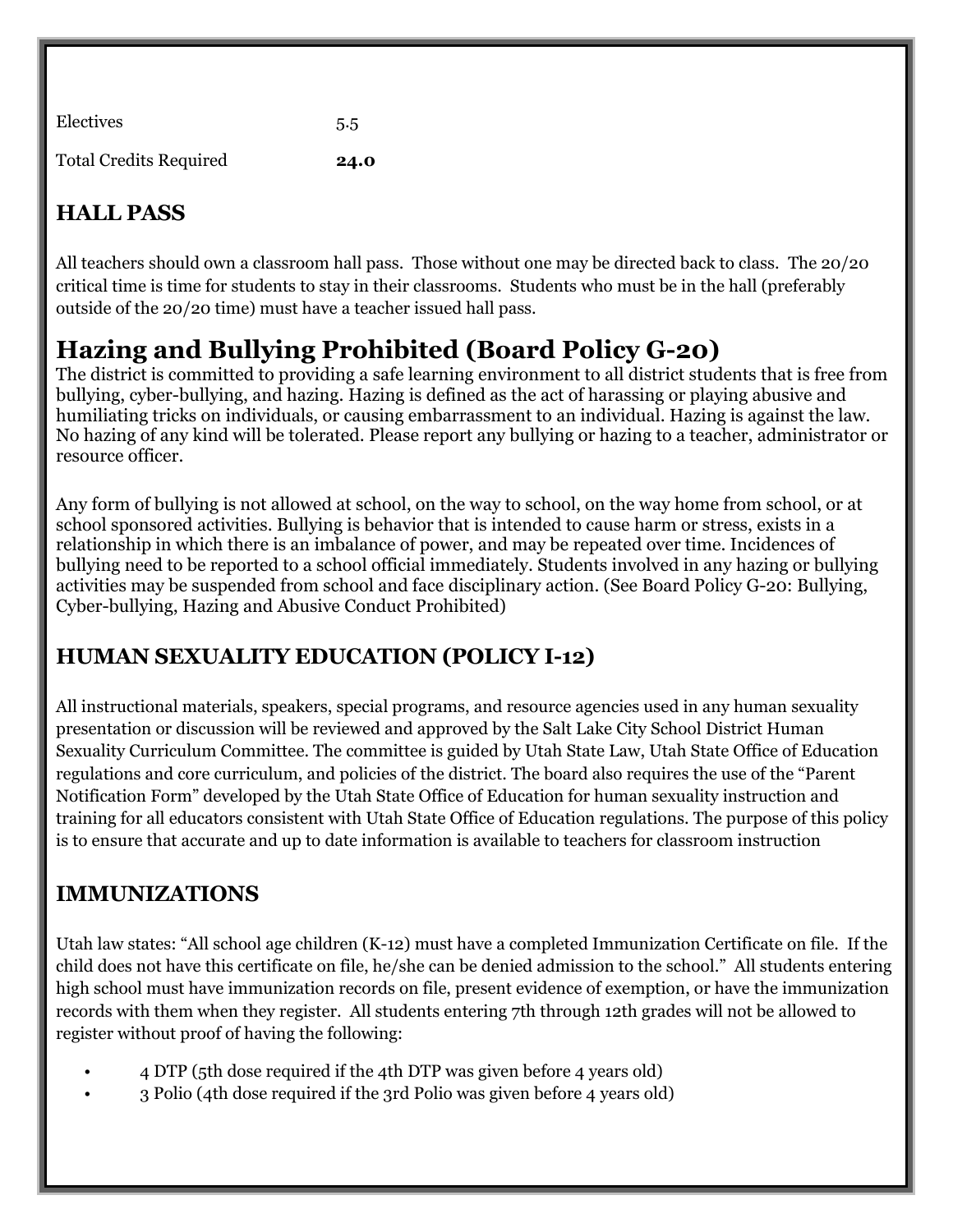| | |
|---|---|
| Electives | 5.5 |
| Total Credits Required | **24.0** |

## HALL PASS

All teachers should own a classroom hall pass. Those without one may be directed back to class. The 20/20 critical time is time for students to stay in their classrooms. Students who must be in the hall (preferably outside of the 20/20 time) must have a teacher issued hall pass.

# Hazing and Bullying Prohibited (Board Policy G-20)

The district is committed to providing a safe learning environment to all district students that is free from bullying, cyber-bullying, and hazing. Hazing is defined as the act of harassing or playing abusive and humiliating tricks on individuals, or causing embarrassment to an individual. Hazing is against the law. No hazing of any kind will be tolerated. Please report any bullying or hazing to a teacher, administrator or resource officer.

Any form of bullying is not allowed at school, on the way to school, on the way home from school, or at school sponsored activities. Bullying is behavior that is intended to cause harm or stress, exists in a relationship in which there is an imbalance of power, and may be repeated over time. Incidences of bullying need to be reported to a school official immediately. Students involved in any hazing or bullying activities may be suspended from school and face disciplinary action. (See Board Policy G-20: Bullying, Cyber-bullying, Hazing and Abusive Conduct Prohibited)

## HUMAN SEXUALITY EDUCATION (POLICY I-12)

All instructional materials, speakers, special programs, and resource agencies used in any human sexuality presentation or discussion will be reviewed and approved by the Salt Lake City School District Human Sexuality Curriculum Committee. The committee is guided by Utah State Law, Utah State Office of Education regulations and core curriculum, and policies of the district. The board also requires the use of the "Parent Notification Form" developed by the Utah State Office of Education for human sexuality instruction and training for all educators consistent with Utah State Office of Education regulations. The purpose of this policy is to ensure that accurate and up to date information is available to teachers for classroom instruction

## IMMUNIZATIONS

Utah law states: "All school age children (K-12) must have a completed Immunization Certificate on file. If the child does not have this certificate on file, he/she can be denied admission to the school." All students entering high school must have immunization records on file, present evidence of exemption, or have the immunization records with them when they register. All students entering 7th through 12th grades will not be allowed to register without proof of having the following:

- 4 DTP (5th dose required if the 4th DTP was given before 4 years old)
- 3 Polio (4th dose required if the 3rd Polio was given before 4 years old)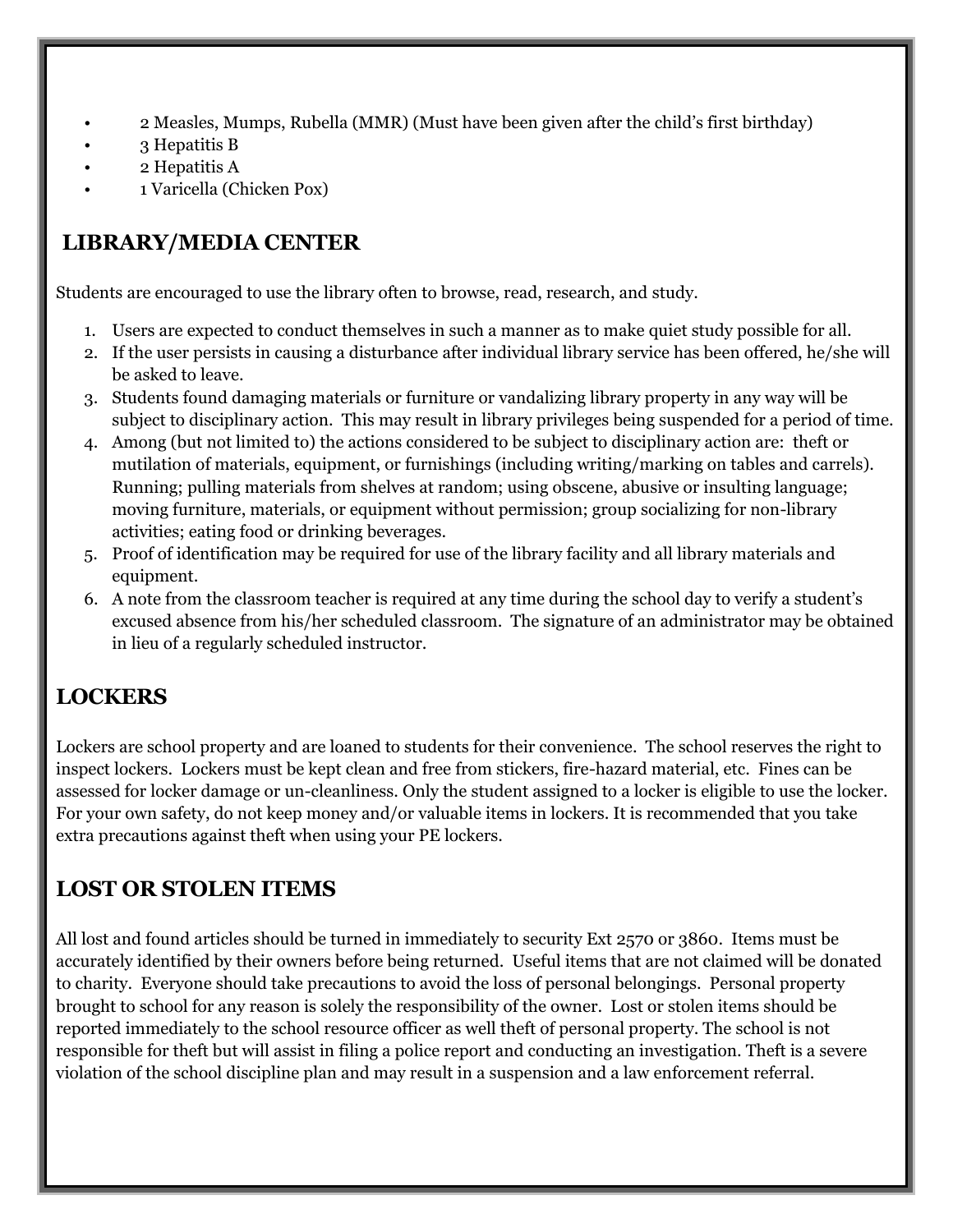- 2 Measles, Mumps, Rubella (MMR) (Must have been given after the child's first birthday)
- 3 Hepatitis B
- 2 Hepatitis A
- 1 Varicella (Chicken Pox)

## LIBRARY/MEDIA CENTER

Students are encouraged to use the library often to browse, read, research, and study.

1. Users are expected to conduct themselves in such a manner as to make quiet study possible for all.
2. If the user persists in causing a disturbance after individual library service has been offered, he/she will be asked to leave.
3. Students found damaging materials or furniture or vandalizing library property in any way will be subject to disciplinary action. This may result in library privileges being suspended for a period of time.
4. Among (but not limited to) the actions considered to be subject to disciplinary action are: theft or mutilation of materials, equipment, or furnishings (including writing/marking on tables and carrels). Running; pulling materials from shelves at random; using obscene, abusive or insulting language; moving furniture, materials, or equipment without permission; group socializing for non-library activities; eating food or drinking beverages.
5. Proof of identification may be required for use of the library facility and all library materials and equipment.
6. A note from the classroom teacher is required at any time during the school day to verify a student's excused absence from his/her scheduled classroom. The signature of an administrator may be obtained in lieu of a regularly scheduled instructor.

## LOCKERS

Lockers are school property and are loaned to students for their convenience. The school reserves the right to inspect lockers. Lockers must be kept clean and free from stickers, fire-hazard material, etc. Fines can be assessed for locker damage or un-cleanliness. Only the student assigned to a locker is eligible to use the locker. For your own safety, do not keep money and/or valuable items in lockers. It is recommended that you take extra precautions against theft when using your PE lockers.

## LOST OR STOLEN ITEMS

All lost and found articles should be turned in immediately to security Ext 2570 or 3860. Items must be accurately identified by their owners before being returned. Useful items that are not claimed will be donated to charity. Everyone should take precautions to avoid the loss of personal belongings. Personal property brought to school for any reason is solely the responsibility of the owner. Lost or stolen items should be reported immediately to the school resource officer as well theft of personal property. The school is not responsible for theft but will assist in filing a police report and conducting an investigation. Theft is a severe violation of the school discipline plan and may result in a suspension and a law enforcement referral.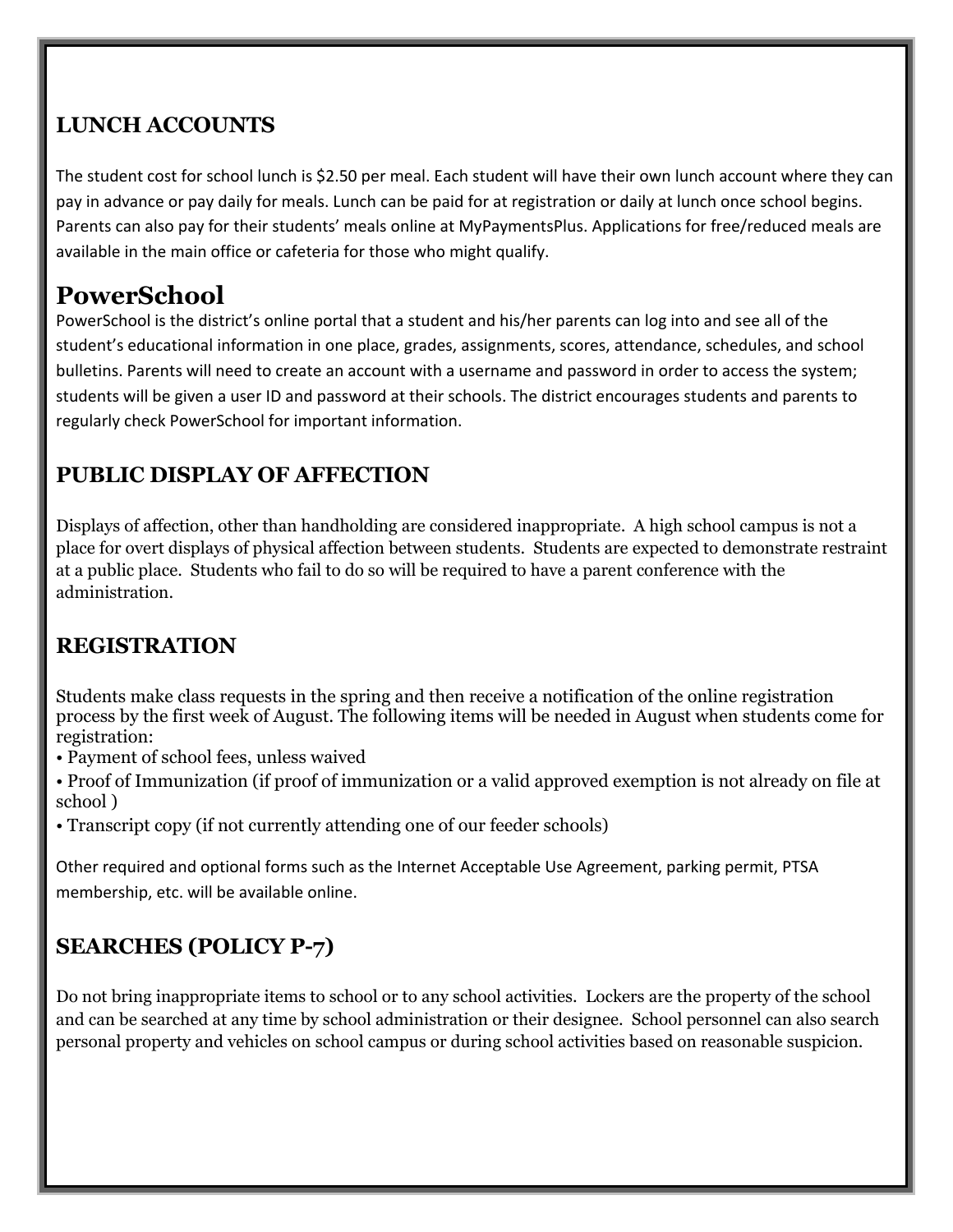## LUNCH ACCOUNTS

The student cost for school lunch is $2.50 per meal. Each student will have their own lunch account where they can pay in advance or pay daily for meals. Lunch can be paid for at registration or daily at lunch once school begins. Parents can also pay for their students' meals online at MyPaymentsPlus. Applications for free/reduced meals are available in the main office or cafeteria for those who might qualify.

# PowerSchool

PowerSchool is the district's online portal that a student and his/her parents can log into and see all of the student's educational information in one place, grades, assignments, scores, attendance, schedules, and school bulletins. Parents will need to create an account with a username and password in order to access the system; students will be given a user ID and password at their schools. The district encourages students and parents to regularly check PowerSchool for important information.

## PUBLIC DISPLAY OF AFFECTION

Displays of affection, other than handholding are considered inappropriate. A high school campus is not a place for overt displays of physical affection between students. Students are expected to demonstrate restraint at a public place. Students who fail to do so will be required to have a parent conference with the administration.

## REGISTRATION

Students make class requests in the spring and then receive a notification of the online registration process by the first week of August. The following items will be needed in August when students come for registration:

- Payment of school fees, unless waived
- Proof of Immunization (if proof of immunization or a valid approved exemption is not already on file at school )
- Transcript copy (if not currently attending one of our feeder schools)

Other required and optional forms such as the Internet Acceptable Use Agreement, parking permit, PTSA membership, etc. will be available online.

## SEARCHES (POLICY P-7)

Do not bring inappropriate items to school or to any school activities. Lockers are the property of the school and can be searched at any time by school administration or their designee. School personnel can also search personal property and vehicles on school campus or during school activities based on reasonable suspicion.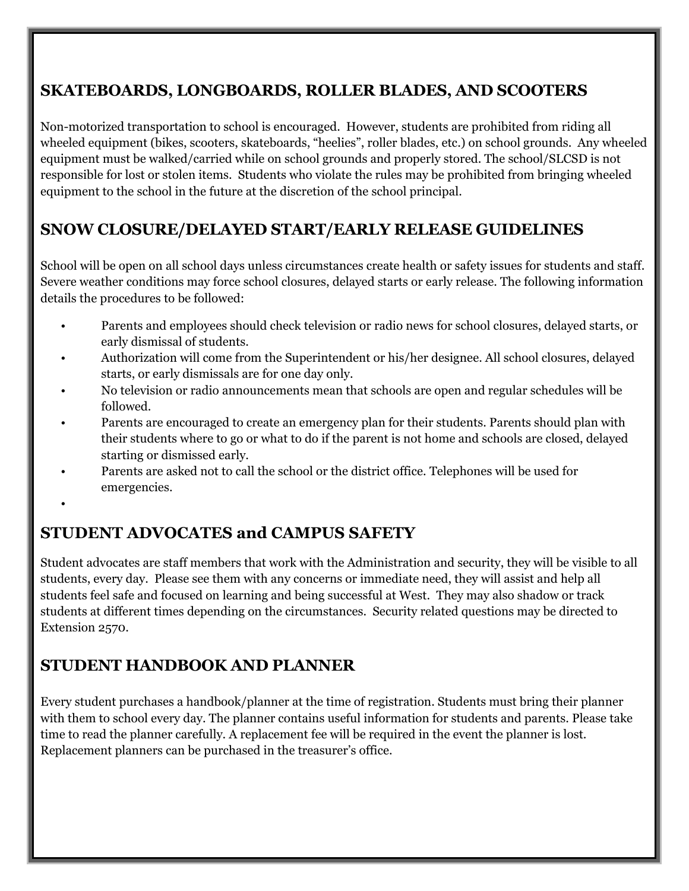## SKATEBOARDS, LONGBOARDS, ROLLER BLADES, AND SCOOTERS

Non-motorized transportation to school is encouraged. However, students are prohibited from riding all wheeled equipment (bikes, scooters, skateboards, "heelies", roller blades, etc.) on school grounds. Any wheeled equipment must be walked/carried while on school grounds and properly stored. The school/SLCSD is not responsible for lost or stolen items. Students who violate the rules may be prohibited from bringing wheeled equipment to the school in the future at the discretion of the school principal.

## SNOW CLOSURE/DELAYED START/EARLY RELEASE GUIDELINES

School will be open on all school days unless circumstances create health or safety issues for students and staff. Severe weather conditions may force school closures, delayed starts or early release. The following information details the procedures to be followed:

- Parents and employees should check television or radio news for school closures, delayed starts, or early dismissal of students.
- Authorization will come from the Superintendent or his/her designee. All school closures, delayed starts, or early dismissals are for one day only.
- No television or radio announcements mean that schools are open and regular schedules will be followed.
- Parents are encouraged to create an emergency plan for their students. Parents should plan with their students where to go or what to do if the parent is not home and schools are closed, delayed starting or dismissed early.
- Parents are asked not to call the school or the district office. Telephones will be used for emergencies.

## STUDENT ADVOCATES and CAMPUS SAFETY

Student advocates are staff members that work with the Administration and security, they will be visible to all students, every day. Please see them with any concerns or immediate need, they will assist and help all students feel safe and focused on learning and being successful at West. They may also shadow or track students at different times depending on the circumstances. Security related questions may be directed to Extension 2570.

## STUDENT HANDBOOK AND PLANNER

Every student purchases a handbook/planner at the time of registration. Students must bring their planner with them to school every day. The planner contains useful information for students and parents. Please take time to read the planner carefully. A replacement fee will be required in the event the planner is lost. Replacement planners can be purchased in the treasurer's office.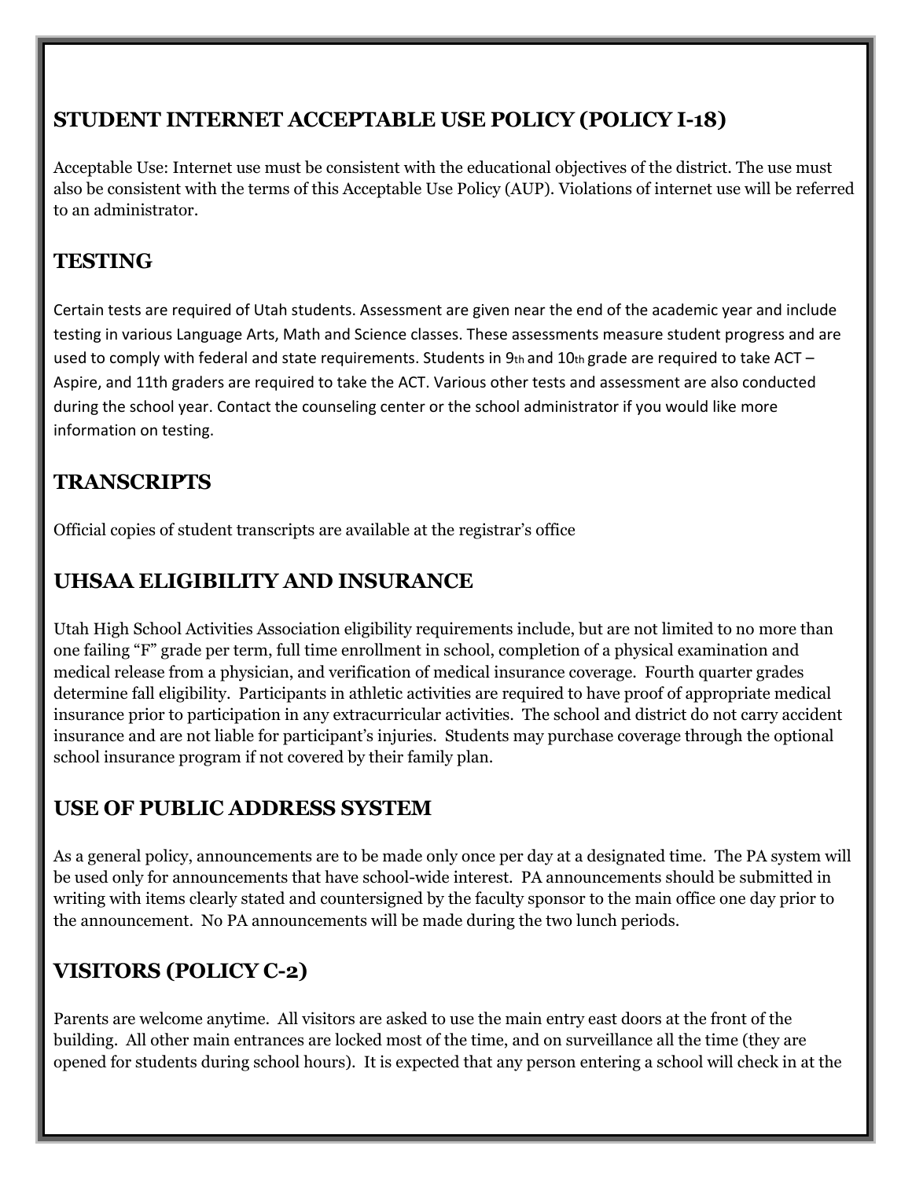## STUDENT INTERNET ACCEPTABLE USE POLICY (POLICY I-18)

Acceptable Use: Internet use must be consistent with the educational objectives of the district. The use must also be consistent with the terms of this Acceptable Use Policy (AUP). Violations of internet use will be referred to an administrator.

## TESTING

Certain tests are required of Utah students. Assessment are given near the end of the academic year and include testing in various Language Arts, Math and Science classes. These assessments measure student progress and are used to comply with federal and state requirements. Students in 9th and 10th grade are required to take ACT – Aspire, and 11th graders are required to take the ACT. Various other tests and assessment are also conducted during the school year. Contact the counseling center or the school administrator if you would like more information on testing.

## TRANSCRIPTS

Official copies of student transcripts are available at the registrar's office

## UHSAA ELIGIBILITY AND INSURANCE

Utah High School Activities Association eligibility requirements include, but are not limited to no more than one failing "F" grade per term, full time enrollment in school, completion of a physical examination and medical release from a physician, and verification of medical insurance coverage. Fourth quarter grades determine fall eligibility. Participants in athletic activities are required to have proof of appropriate medical insurance prior to participation in any extracurricular activities. The school and district do not carry accident insurance and are not liable for participant's injuries. Students may purchase coverage through the optional school insurance program if not covered by their family plan.

## USE OF PUBLIC ADDRESS SYSTEM

As a general policy, announcements are to be made only once per day at a designated time. The PA system will be used only for announcements that have school-wide interest. PA announcements should be submitted in writing with items clearly stated and countersigned by the faculty sponsor to the main office one day prior to the announcement. No PA announcements will be made during the two lunch periods.

## VISITORS (POLICY C-2)

Parents are welcome anytime. All visitors are asked to use the main entry east doors at the front of the building. All other main entrances are locked most of the time, and on surveillance all the time (they are opened for students during school hours). It is expected that any person entering a school will check in at the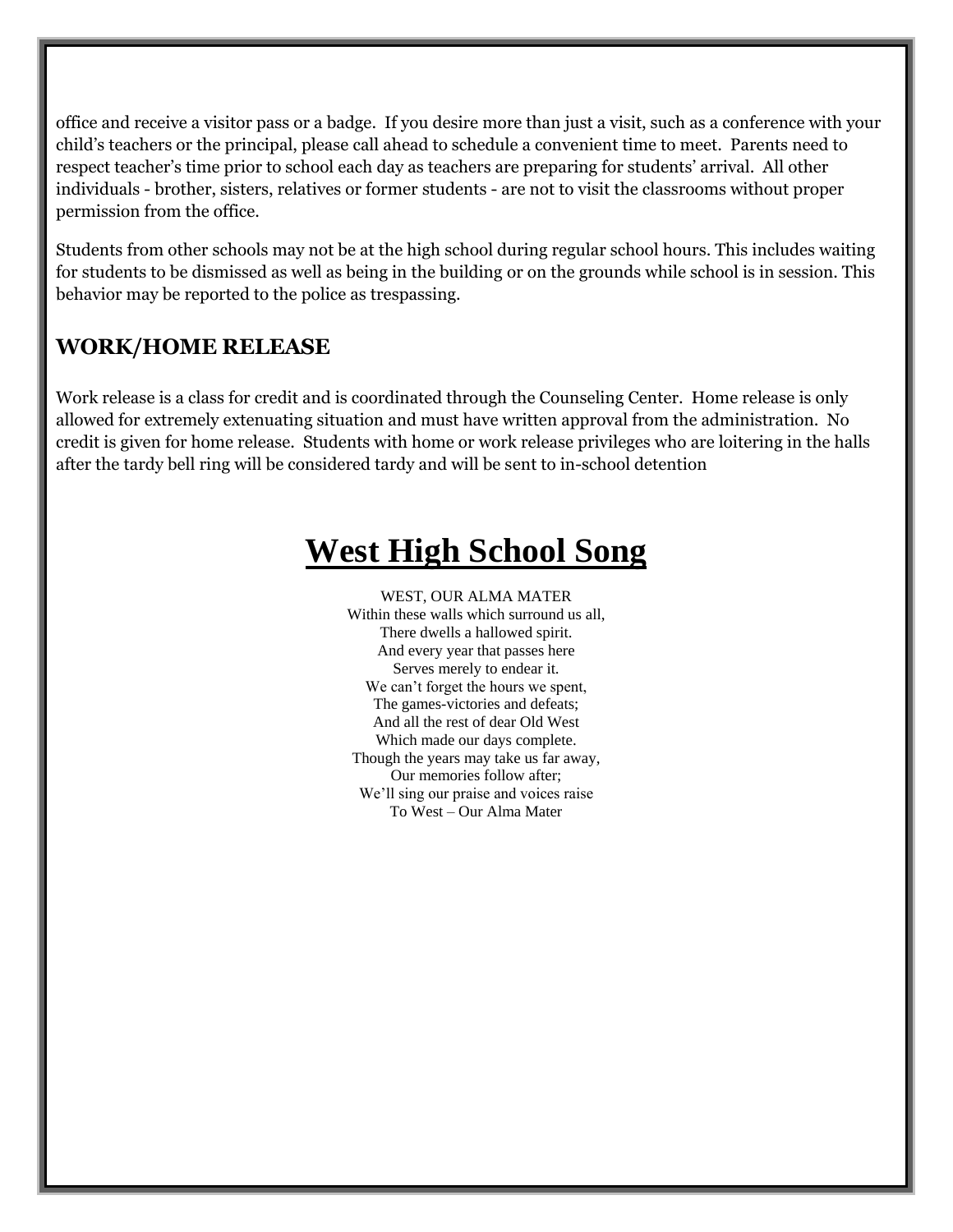office and receive a visitor pass or a badge. If you desire more than just a visit, such as a conference with your child's teachers or the principal, please call ahead to schedule a convenient time to meet. Parents need to respect teacher's time prior to school each day as teachers are preparing for students' arrival. All other individuals - brother, sisters, relatives or former students - are not to visit the classrooms without proper permission from the office.

Students from other schools may not be at the high school during regular school hours. This includes waiting for students to be dismissed as well as being in the building or on the grounds while school is in session. This behavior may be reported to the police as trespassing.

## WORK/HOME RELEASE

Work release is a class for credit and is coordinated through the Counseling Center. Home release is only allowed for extremely extenuating situation and must have written approval from the administration. No credit is given for home release. Students with home or work release privileges who are loitering in the halls after the tardy bell ring will be considered tardy and will be sent to in-school detention

# West High School Song

WEST, OUR ALMA MATER
Within these walls which surround us all,
There dwells a hallowed spirit.
And every year that passes here
Serves merely to endear it.
We can't forget the hours we spent,
The games-victories and defeats;
And all the rest of dear Old West
Which made our days complete.
Though the years may take us far away,
Our memories follow after;
We'll sing our praise and voices raise
To West – Our Alma Mater